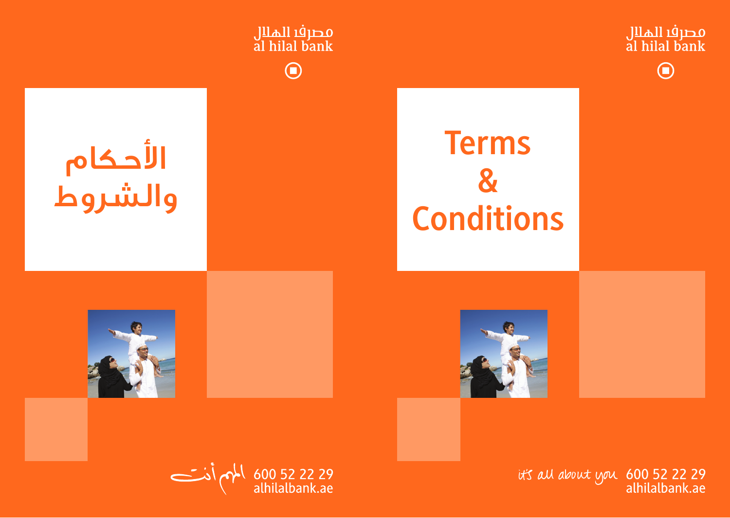مصرف الهلال
al hilal bank

# الأحكام والشروط

المهم أنت
600 52 22 29
alhilalbank.ae

مصرف الهلال
al hilal bank

# Terms & Conditions

it's all about you
600 52 22 29
alhilalbank.ae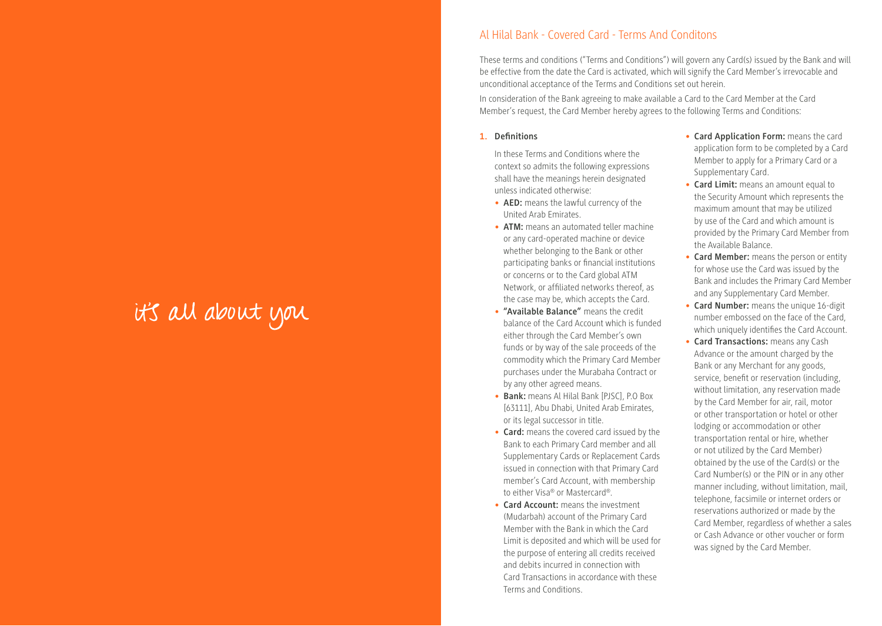it's all about you

## Al Hilal Bank - Covered Card - Terms And Conditons

These terms and conditions ("Terms and Conditions") will govern any Card(s) issued by the Bank and will be effective from the date the Card is activated, which will signify the Card Member's irrevocable and unconditional acceptance of the Terms and Conditions set out herein.

In consideration of the Bank agreeing to make available a Card to the Card Member at the Card Member's request, the Card Member hereby agrees to the following Terms and Conditions:

### 1. Definitions

In these Terms and Conditions where the context so admits the following expressions shall have the meanings herein designated unless indicated otherwise:

- **AED:** means the lawful currency of the United Arab Emirates.
- **ATM:** means an automated teller machine or any card-operated machine or device whether belonging to the Bank or other participating banks or financial institutions or concerns or to the Card global ATM Network, or affiliated networks thereof, as the case may be, which accepts the Card.
- **"Available Balance"** means the credit balance of the Card Account which is funded either through the Card Member's own funds or by way of the sale proceeds of the commodity which the Primary Card Member purchases under the Murabaha Contract or by any other agreed means.
- **Bank:** means Al Hilal Bank [PJSC], P.O Box [63111], Abu Dhabi, United Arab Emirates, or its legal successor in title.
- **Card:** means the covered card issued by the Bank to each Primary Card member and all Supplementary Cards or Replacement Cards issued in connection with that Primary Card member's Card Account, with membership to either Visa® or Mastercard®.
- **Card Account:** means the investment (Mudarbah) account of the Primary Card Member with the Bank in which the Card Limit is deposited and which will be used for the purpose of entering all credits received and debits incurred in connection with Card Transactions in accordance with these Terms and Conditions.
- **Card Application Form:** means the card application form to be completed by a Card Member to apply for a Primary Card or a Supplementary Card.
- **Card Limit:** means an amount equal to the Security Amount which represents the maximum amount that may be utilized by use of the Card and which amount is provided by the Primary Card Member from the Available Balance.
- **Card Member:** means the person or entity for whose use the Card was issued by the Bank and includes the Primary Card Member and any Supplementary Card Member.
- **Card Number:** means the unique 16-digit number embossed on the face of the Card, which uniquely identifies the Card Account.
- **Card Transactions:** means any Cash Advance or the amount charged by the Bank or any Merchant for any goods, service, benefit or reservation (including, without limitation, any reservation made by the Card Member for air, rail, motor or other transportation or hotel or other lodging or accommodation or other transportation rental or hire, whether or not utilized by the Card Member) obtained by the use of the Card(s) or the Card Number(s) or the PIN or in any other manner including, without limitation, mail, telephone, facsimile or internet orders or reservations authorized or made by the Card Member, regardless of whether a sales or Cash Advance or other voucher or form was signed by the Card Member.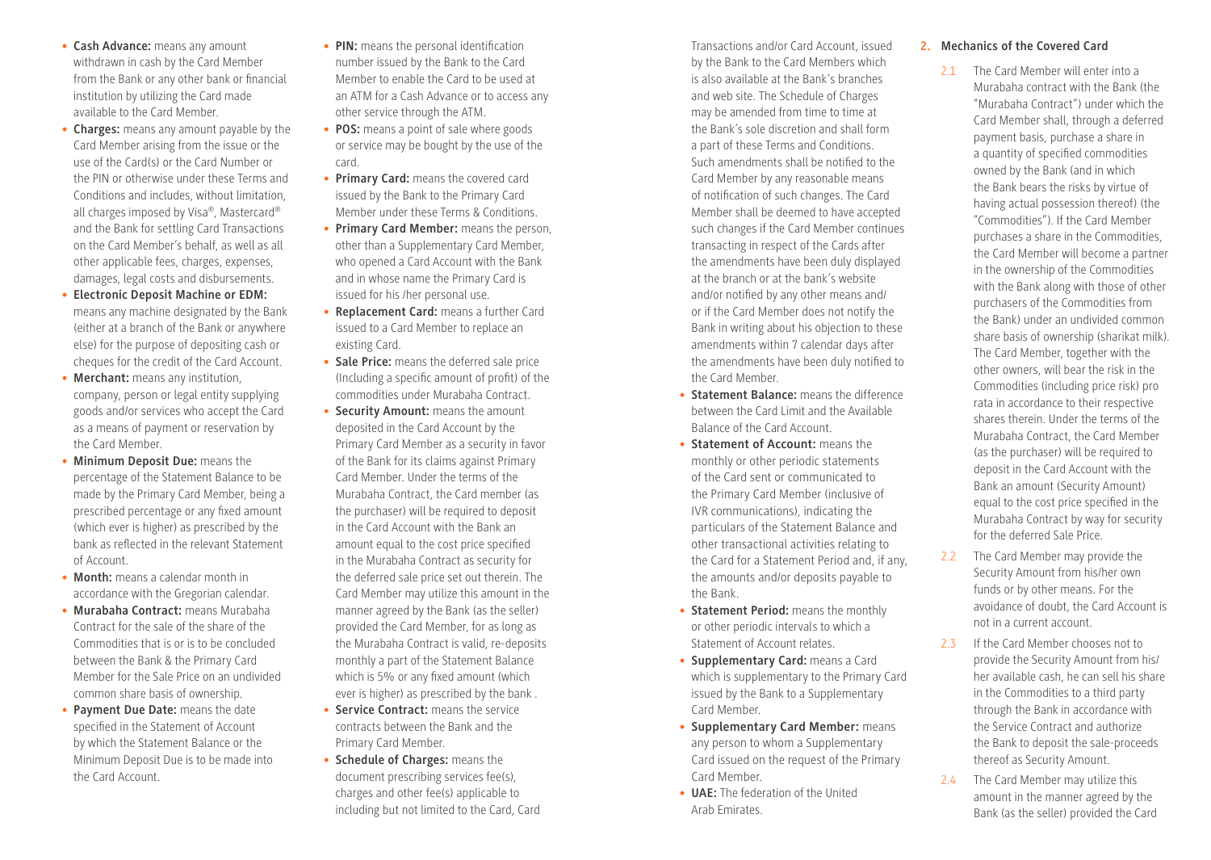- **Cash Advance:** means any amount withdrawn in cash by the Card Member from the Bank or any other bank or financial institution by utilizing the Card made available to the Card Member.
- **Charges:** means any amount payable by the Card Member arising from the issue or the use of the Card(s) or the Card Number or the PIN or otherwise under these Terms and Conditions and includes, without limitation, all charges imposed by Visa®, Mastercard® and the Bank for settling Card Transactions on the Card Member's behalf, as well as all other applicable fees, charges, expenses, damages, legal costs and disbursements.
- **Electronic Deposit Machine or EDM:** means any machine designated by the Bank (either at a branch of the Bank or anywhere else) for the purpose of depositing cash or cheques for the credit of the Card Account.
- **Merchant:** means any institution, company, person or legal entity supplying goods and/or services who accept the Card as a means of payment or reservation by the Card Member.
- **Minimum Deposit Due:** means the percentage of the Statement Balance to be made by the Primary Card Member, being a prescribed percentage or any fixed amount (which ever is higher) as prescribed by the bank as reflected in the relevant Statement of Account.
- **Month:** means a calendar month in accordance with the Gregorian calendar.
- **Murabaha Contract:** means Murabaha Contract for the sale of the share of the Commodities that is or is to be concluded between the Bank & the Primary Card Member for the Sale Price on an undivided common share basis of ownership.
- **Payment Due Date:** means the date specified in the Statement of Account by which the Statement Balance or the Minimum Deposit Due is to be made into the Card Account.
- **PIN:** means the personal identification number issued by the Bank to the Card Member to enable the Card to be used at an ATM for a Cash Advance or to access any other service through the ATM.
- **POS:** means a point of sale where goods or service may be bought by the use of the card.
- **Primary Card:** means the covered card issued by the Bank to the Primary Card Member under these Terms & Conditions.
- **Primary Card Member:** means the person, other than a Supplementary Card Member, who opened a Card Account with the Bank and in whose name the Primary Card is issued for his /her personal use.
- **Replacement Card:** means a further Card issued to a Card Member to replace an existing Card.
- **Sale Price:** means the deferred sale price (Including a specific amount of profit) of the commodities under Murabaha Contract.
- **Security Amount:** means the amount deposited in the Card Account by the Primary Card Member as a security in favor of the Bank for its claims against Primary Card Member. Under the terms of the Murabaha Contract, the Card member (as the purchaser) will be required to deposit in the Card Account with the Bank an amount equal to the cost price specified in the Murabaha Contract as security for the deferred sale price set out therein. The Card Member may utilize this amount in the manner agreed by the Bank (as the seller) provided the Card Member, for as long as the Murabaha Contract is valid, re-deposits monthly a part of the Statement Balance which is 5% or any fixed amount (which ever is higher) as prescribed by the bank .
- **Service Contract:** means the service contracts between the Bank and the Primary Card Member.
- **Schedule of Charges:** means the document prescribing services fee(s), charges and other fee(s) applicable to including but not limited to the Card, Card Transactions and/or Card Account, issued by the Bank to the Card Members which is also available at the Bank's branches and web site. The Schedule of Charges may be amended from time to time at the Bank's sole discretion and shall form a part of these Terms and Conditions. Such amendments shall be notified to the Card Member by any reasonable means of notification of such changes. The Card Member shall be deemed to have accepted such changes if the Card Member continues transacting in respect of the Cards after the amendments have been duly displayed at the branch or at the bank's website and/or notified by any other means and/ or if the Card Member does not notify the Bank in writing about his objection to these amendments within 7 calendar days after the amendments have been duly notified to the Card Member.
- **Statement Balance:** means the difference between the Card Limit and the Available Balance of the Card Account.
- **Statement of Account:** means the monthly or other periodic statements of the Card sent or communicated to the Primary Card Member (inclusive of IVR communications), indicating the particulars of the Statement Balance and other transactional activities relating to the Card for a Statement Period and, if any, the amounts and/or deposits payable to the Bank.
- **Statement Period:** means the monthly or other periodic intervals to which a Statement of Account relates.
- **Supplementary Card:** means a Card which is supplementary to the Primary Card issued by the Bank to a Supplementary Card Member.
- **Supplementary Card Member:** means any person to whom a Supplementary Card issued on the request of the Primary Card Member.
- **UAE:** The federation of the United Arab Emirates.

## 2. Mechanics of the Covered Card

2.1 The Card Member will enter into a Murabaha contract with the Bank (the "Murabaha Contract") under which the Card Member shall, through a deferred payment basis, purchase a share in a quantity of specified commodities owned by the Bank (and in which the Bank bears the risks by virtue of having actual possession thereof) (the "Commodities"). If the Card Member purchases a share in the Commodities, the Card Member will become a partner in the ownership of the Commodities with the Bank along with those of other purchasers of the Commodities from the Bank) under an undivided common share basis of ownership (sharikat milk). The Card Member, together with the other owners, will bear the risk in the Commodities (including price risk) pro rata in accordance to their respective shares therein. Under the terms of the Murabaha Contract, the Card Member (as the purchaser) will be required to deposit in the Card Account with the Bank an amount (Security Amount) equal to the cost price specified in the Murabaha Contract by way for security for the deferred Sale Price.

2.2 The Card Member may provide the Security Amount from his/her own funds or by other means. For the avoidance of doubt, the Card Account is not in a current account.

2.3 If the Card Member chooses not to provide the Security Amount from his/ her available cash, he can sell his share in the Commodities to a third party through the Bank in accordance with the Service Contract and authorize the Bank to deposit the sale-proceeds thereof as Security Amount.

2.4 The Card Member may utilize this amount in the manner agreed by the Bank (as the seller) provided the Card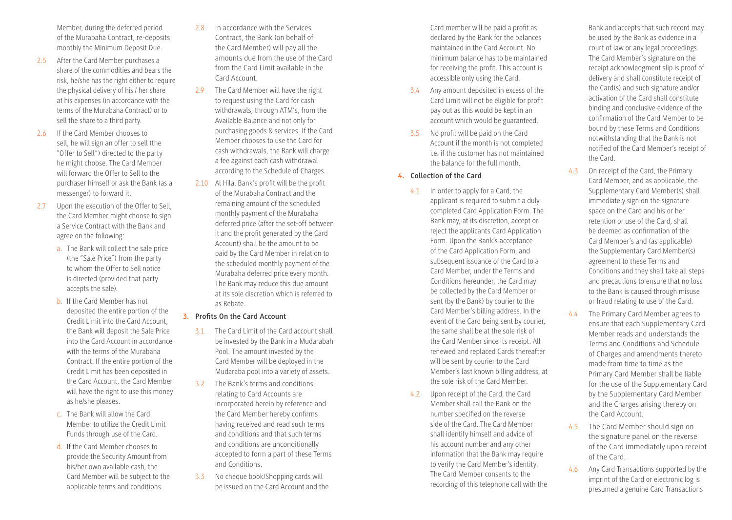Member, during the deferred period of the Murabaha Contract, re-deposits monthly the Minimum Deposit Due.

2.5 After the Card Member purchases a share of the commodities and bears the risk, he/she has the right either to require the physical delivery of his / her share at his expenses (in accordance with the terms of the Murabaha Contract) or to sell the share to a third party.

2.6 If the Card Member chooses to sell, he will sign an offer to sell (the "Offer to Sell") directed to the party he might choose. The Card Member will forward the Offer to Sell to the purchaser himself or ask the Bank (as a messenger) to forward it.

2.7 Upon the execution of the Offer to Sell, the Card Member might choose to sign a Service Contract with the Bank and agree on the following:

a. The Bank will collect the sale price (the "Sale Price") from the party to whom the Offer to Sell notice is directed (provided that party accepts the sale).

b. If the Card Member has not deposited the entire portion of the Credit Limit into the Card Account, the Bank will deposit the Sale Price into the Card Account in accordance with the terms of the Murabaha Contract. If the entire portion of the Credit Limit has been deposited in the Card Account, the Card Member will have the right to use this money as he/she pleases.

c. The Bank will allow the Card Member to utilize the Credit Limit Funds through use of the Card.

d. If the Card Member chooses to provide the Security Amount from his/her own available cash, the Card Member will be subject to the applicable terms and conditions.

2.8 In accordance with the Services Contract, the Bank (on behalf of the Card Member) will pay all the amounts due from the use of the Card from the Card Limit available in the Card Account.

2.9 The Card Member will have the right to request using the Card for cash withdrawals, through ATM's, from the Available Balance and not only for purchasing goods & services. If the Card Member chooses to use the Card for cash withdrawals, the Bank will charge a fee against each cash withdrawal according to the Schedule of Charges.

2.10 Al Hilal Bank's profit will be the profit of the Murabaha Contract and the remaining amount of the scheduled monthly payment of the Murabaha deferred price (after the set-off between it and the profit generated by the Card Account) shall be the amount to be paid by the Card Member in relation to the scheduled monthly payment of the Murabaha deferred price every month. The Bank may reduce this due amount at its sole discretion which is referred to as Rebate.

## 3. Profits On the Card Account

3.1 The Card Limit of the Card account shall be invested by the Bank in a Mudarabah Pool. The amount invested by the Card Member will be deployed in the Mudaraba pool into a variety of assets.

3.2 The Bank's terms and conditions relating to Card Accounts are incorporated herein by reference and the Card Member hereby confirms having received and read such terms and conditions and that such terms and conditions are unconditionally accepted to form a part of these Terms and Conditions.

3.3 No cheque book/Shopping cards will be issued on the Card Account and the Card member will be paid a profit as declared by the Bank for the balances maintained in the Card Account. No minimum balance has to be maintained for receiving the profit. This account is accessible only using the Card.

3.4 Any amount deposited in excess of the Card Limit will not be eligible for profit pay out as this would be kept in an account which would be guaranteed.

3.5 No profit will be paid on the Card Account if the month is not completed i.e. if the customer has not maintained the balance for the full month.

## 4. Collection of the Card

4.1 In order to apply for a Card, the applicant is required to submit a duly completed Card Application Form. The Bank may, at its discretion, accept or reject the applicants Card Application Form. Upon the Bank's acceptance of the Card Application Form, and subsequent issuance of the Card to a Card Member, under the Terms and Conditions hereunder, the Card may be collected by the Card Member or sent (by the Bank) by courier to the Card Member's billing address. In the event of the Card being sent by courier, the same shall be at the sole risk of the Card Member since its receipt. All renewed and replaced Cards thereafter will be sent by courier to the Card Member's last known billing address, at the sole risk of the Card Member.

4.2 Upon receipt of the Card, the Card Member shall call the Bank on the number specified on the reverse side of the Card. The Card Member shall identify himself and advice of his account number and any other information that the Bank may require to verify the Card Member's identity. The Card Member consents to the recording of this telephone call with the Bank and accepts that such record may be used by the Bank as evidence in a court of law or any legal proceedings. The Card Member's signature on the receipt acknowledgment slip is proof of delivery and shall constitute receipt of the Card(s) and such signature and/or activation of the Card shall constitute binding and conclusive evidence of the confirmation of the Card Member to be bound by these Terms and Conditions notwithstanding that the Bank is not notified of the Card Member's receipt of the Card.

4.3 On receipt of the Card, the Primary Card Member, and as applicable, the Supplementary Card Member(s) shall immediately sign on the signature space on the Card and his or her retention or use of the Card, shall be deemed as confirmation of the Card Member's and (as applicable) the Supplementary Card Member(s) agreement to these Terms and Conditions and they shall take all steps and precautions to ensure that no loss to the Bank is caused through misuse or fraud relating to use of the Card.

4.4 The Primary Card Member agrees to ensure that each Supplementary Card Member reads and understands the Terms and Conditions and Schedule of Charges and amendments thereto made from time to time as the Primary Card Member shall be liable for the use of the Supplementary Card by the Supplementary Card Member and the Charges arising thereby on the Card Account.

4.5 The Card Member should sign on the signature panel on the reverse of the Card immediately upon receipt of the Card.

4.6 Any Card Transactions supported by the imprint of the Card or electronic log is presumed a genuine Card Transactions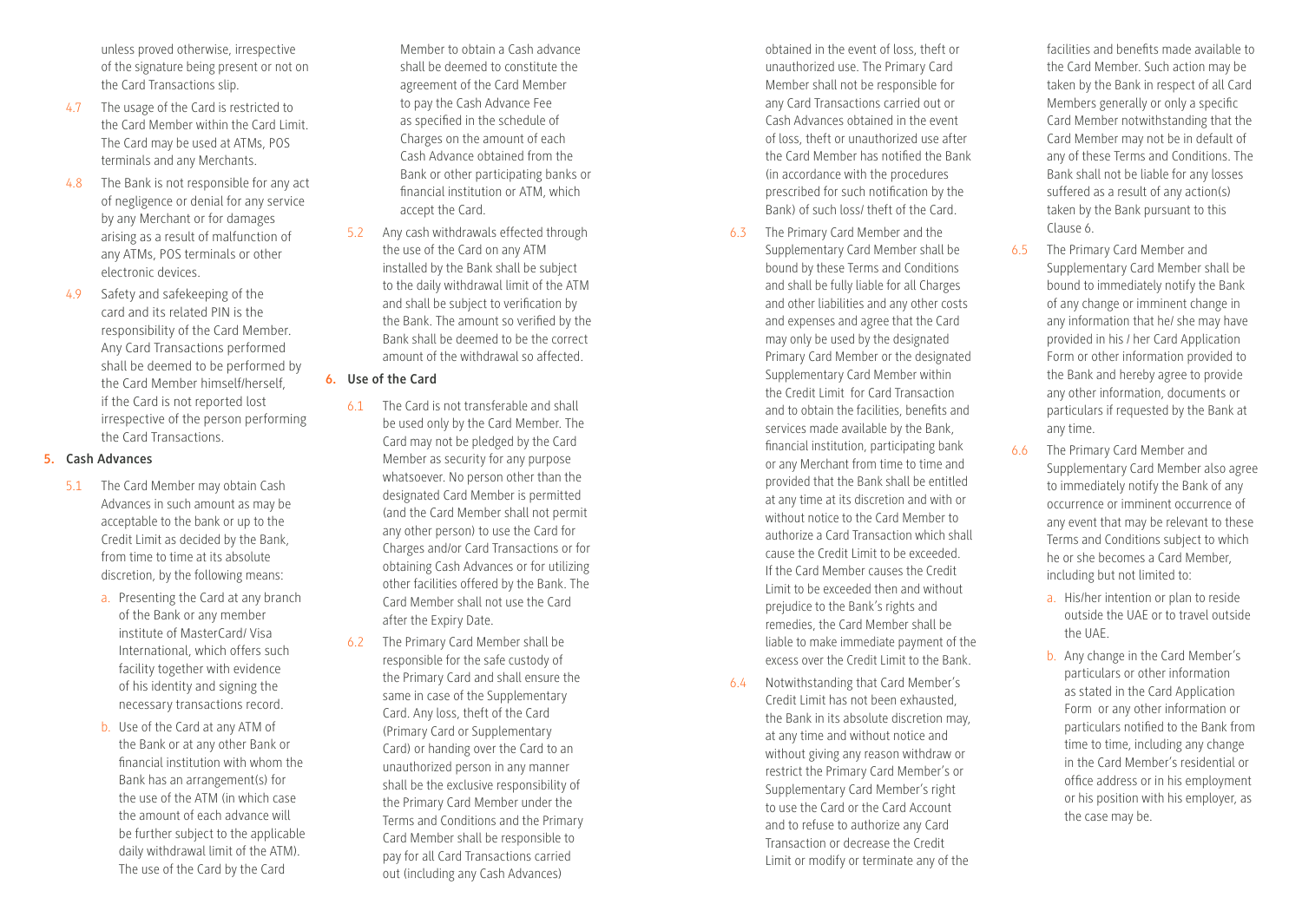unless proved otherwise, irrespective of the signature being present or not on the Card Transactions slip.

4.7 The usage of the Card is restricted to the Card Member within the Card Limit. The Card may be used at ATMs, POS terminals and any Merchants.

4.8 The Bank is not responsible for any act of negligence or denial for any service by any Merchant or for damages arising as a result of malfunction of any ATMs, POS terminals or other electronic devices.

4.9 Safety and safekeeping of the card and its related PIN is the responsibility of the Card Member. Any Card Transactions performed shall be deemed to be performed by the Card Member himself/herself, if the Card is not reported lost irrespective of the person performing the Card Transactions.

## 5. Cash Advances

5.1 The Card Member may obtain Cash Advances in such amount as may be acceptable to the bank or up to the Credit Limit as decided by the Bank, from time to time at its absolute discretion, by the following means:

a. Presenting the Card at any branch of the Bank or any member institute of MasterCard/ Visa International, which offers such facility together with evidence of his identity and signing the necessary transactions record.

b. Use of the Card at any ATM of the Bank or at any other Bank or financial institution with whom the Bank has an arrangement(s) for the use of the ATM (in which case the amount of each advance will be further subject to the applicable daily withdrawal limit of the ATM). The use of the Card by the Card Member to obtain a Cash advance shall be deemed to constitute the agreement of the Card Member to pay the Cash Advance Fee as specified in the schedule of Charges on the amount of each Cash Advance obtained from the Bank or other participating banks or financial institution or ATM, which accept the Card.

5.2 Any cash withdrawals effected through the use of the Card on any ATM installed by the Bank shall be subject to the daily withdrawal limit of the ATM and shall be subject to verification by the Bank. The amount so verified by the Bank shall be deemed to be the correct amount of the withdrawal so affected.

## 6. Use of the Card

6.1 The Card is not transferable and shall be used only by the Card Member. The Card may not be pledged by the Card Member as security for any purpose whatsoever. No person other than the designated Card Member is permitted (and the Card Member shall not permit any other person) to use the Card for Charges and/or Card Transactions or for obtaining Cash Advances or for utilizing other facilities offered by the Bank. The Card Member shall not use the Card after the Expiry Date.

6.2 The Primary Card Member shall be responsible for the safe custody of the Primary Card and shall ensure the same in case of the Supplementary Card. Any loss, theft of the Card (Primary Card or Supplementary Card) or handing over the Card to an unauthorized person in any manner shall be the exclusive responsibility of the Primary Card Member under the Terms and Conditions and the Primary Card Member shall be responsible to pay for all Card Transactions carried out (including any Cash Advances) obtained in the event of loss, theft or unauthorized use. The Primary Card Member shall not be responsible for any Card Transactions carried out or Cash Advances obtained in the event of loss, theft or unauthorized use after the Card Member has notified the Bank (in accordance with the procedures prescribed for such notification by the Bank) of such loss/ theft of the Card.

6.3 The Primary Card Member and the Supplementary Card Member shall be bound by these Terms and Conditions and shall be fully liable for all Charges and other liabilities and any other costs and expenses and agree that the Card may only be used by the designated Primary Card Member or the designated Supplementary Card Member within the Credit Limit for Card Transaction and to obtain the facilities, benefits and services made available by the Bank, financial institution, participating bank or any Merchant from time to time and provided that the Bank shall be entitled at any time at its discretion and with or without notice to the Card Member to authorize a Card Transaction which shall cause the Credit Limit to be exceeded. If the Card Member causes the Credit Limit to be exceeded then and without prejudice to the Bank's rights and remedies, the Card Member shall be liable to make immediate payment of the excess over the Credit Limit to the Bank.

6.4 Notwithstanding that Card Member's Credit Limit has not been exhausted, the Bank in its absolute discretion may, at any time and without notice and without giving any reason withdraw or restrict the Primary Card Member's or Supplementary Card Member's right to use the Card or the Card Account and to refuse to authorize any Card Transaction or decrease the Credit Limit or modify or terminate any of the facilities and benefits made available to the Card Member. Such action may be taken by the Bank in respect of all Card Members generally or only a specific Card Member notwithstanding that the Card Member may not be in default of any of these Terms and Conditions. The Bank shall not be liable for any losses suffered as a result of any action(s) taken by the Bank pursuant to this Clause 6.

6.5 The Primary Card Member and Supplementary Card Member shall be bound to immediately notify the Bank of any change or imminent change in any information that he/ she may have provided in his / her Card Application Form or other information provided to the Bank and hereby agree to provide any other information, documents or particulars if requested by the Bank at any time.

6.6 The Primary Card Member and Supplementary Card Member also agree to immediately notify the Bank of any occurrence or imminent occurrence of any event that may be relevant to these Terms and Conditions subject to which he or she becomes a Card Member, including but not limited to:

a. His/her intention or plan to reside outside the UAE or to travel outside the UAE.

b. Any change in the Card Member's particulars or other information as stated in the Card Application Form or any other information or particulars notified to the Bank from time to time, including any change in the Card Member's residential or office address or in his employment or his position with his employer, as the case may be.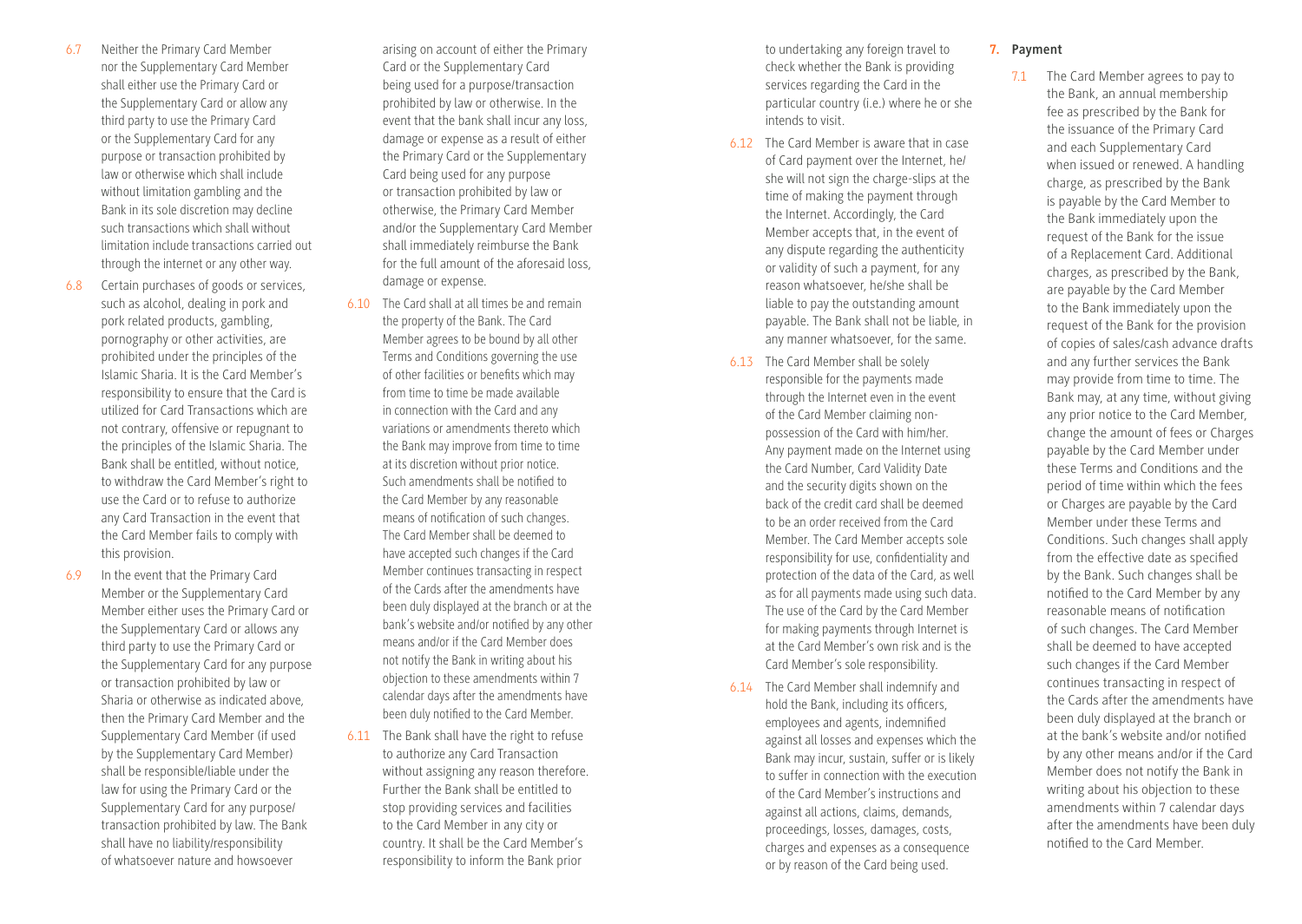6.7 Neither the Primary Card Member nor the Supplementary Card Member shall either use the Primary Card or the Supplementary Card or allow any third party to use the Primary Card or the Supplementary Card for any purpose or transaction prohibited by law or otherwise which shall include without limitation gambling and the Bank in its sole discretion may decline such transactions which shall without limitation include transactions carried out through the internet or any other way.

6.8 Certain purchases of goods or services, such as alcohol, dealing in pork and pork related products, gambling, pornography or other activities, are prohibited under the principles of the Islamic Sharia. It is the Card Member's responsibility to ensure that the Card is utilized for Card Transactions which are not contrary, offensive or repugnant to the principles of the Islamic Sharia. The Bank shall be entitled, without notice, to withdraw the Card Member's right to use the Card or to refuse to authorize any Card Transaction in the event that the Card Member fails to comply with this provision.

6.9 In the event that the Primary Card Member or the Supplementary Card Member either uses the Primary Card or the Supplementary Card or allows any third party to use the Primary Card or the Supplementary Card for any purpose or transaction prohibited by law or Sharia or otherwise as indicated above, then the Primary Card Member and the Supplementary Card Member (if used by the Supplementary Card Member) shall be responsible/liable under the law for using the Primary Card or the Supplementary Card for any purpose/transaction prohibited by law. The Bank shall have no liability/responsibility of whatsoever nature and howsoever arising on account of either the Primary Card or the Supplementary Card being used for a purpose/transaction prohibited by law or otherwise. In the event that the bank shall incur any loss, damage or expense as a result of either the Primary Card or the Supplementary Card being used for any purpose or transaction prohibited by law or otherwise, the Primary Card Member and/or the Supplementary Card Member shall immediately reimburse the Bank for the full amount of the aforesaid loss, damage or expense.

6.10 The Card shall at all times be and remain the property of the Bank. The Card Member agrees to be bound by all other Terms and Conditions governing the use of other facilities or benefits which may from time to time be made available in connection with the Card and any variations or amendments thereto which the Bank may improve from time to time at its discretion without prior notice. Such amendments shall be notified to the Card Member by any reasonable means of notification of such changes. The Card Member shall be deemed to have accepted such changes if the Card Member continues transacting in respect of the Cards after the amendments have been duly displayed at the branch or at the bank's website and/or notified by any other means and/or if the Card Member does not notify the Bank in writing about his objection to these amendments within 7 calendar days after the amendments have been duly notified to the Card Member.

6.11 The Bank shall have the right to refuse to authorize any Card Transaction without assigning any reason therefore. Further the Bank shall be entitled to stop providing services and facilities to the Card Member in any city or country. It shall be the Card Member's responsibility to inform the Bank prior to undertaking any foreign travel to check whether the Bank is providing services regarding the Card in the particular country (i.e.) where he or she intends to visit.

6.12 The Card Member is aware that in case of Card payment over the Internet, he/she will not sign the charge-slips at the time of making the payment through the Internet. Accordingly, the Card Member accepts that, in the event of any dispute regarding the authenticity or validity of such a payment, for any reason whatsoever, he/she shall be liable to pay the outstanding amount payable. The Bank shall not be liable, in any manner whatsoever, for the same.

6.13 The Card Member shall be solely responsible for the payments made through the Internet even in the event of the Card Member claiming non-possession of the Card with him/her. Any payment made on the Internet using the Card Number, Card Validity Date and the security digits shown on the back of the credit card shall be deemed to be an order received from the Card Member. The Card Member accepts sole responsibility for use, confidentiality and protection of the data of the Card, as well as for all payments made using such data. The use of the Card by the Card Member for making payments through Internet is at the Card Member's own risk and is the Card Member's sole responsibility.

6.14 The Card Member shall indemnify and hold the Bank, including its officers, employees and agents, indemnified against all losses and expenses which the Bank may incur, sustain, suffer or is likely to suffer in connection with the execution of the Card Member's instructions and against all actions, claims, demands, proceedings, losses, damages, costs, charges and expenses as a consequence or by reason of the Card being used.

## 7. Payment

7.1 The Card Member agrees to pay to the Bank, an annual membership fee as prescribed by the Bank for the issuance of the Primary Card and each Supplementary Card when issued or renewed. A handling charge, as prescribed by the Bank is payable by the Card Member to the Bank immediately upon the request of the Bank for the issue of a Replacement Card. Additional charges, as prescribed by the Bank, are payable by the Card Member to the Bank immediately upon the request of the Bank for the provision of copies of sales/cash advance drafts and any further services the Bank may provide from time to time. The Bank may, at any time, without giving any prior notice to the Card Member, change the amount of fees or Charges payable by the Card Member under these Terms and Conditions and the period of time within which the fees or Charges are payable by the Card Member under these Terms and Conditions. Such changes shall apply from the effective date as specified by the Bank. Such changes shall be notified to the Card Member by any reasonable means of notification of such changes. The Card Member shall be deemed to have accepted such changes if the Card Member continues transacting in respect of the Cards after the amendments have been duly displayed at the branch or at the bank's website and/or notified by any other means and/or if the Card Member does not notify the Bank in writing about his objection to these amendments within 7 calendar days after the amendments have been duly notified to the Card Member.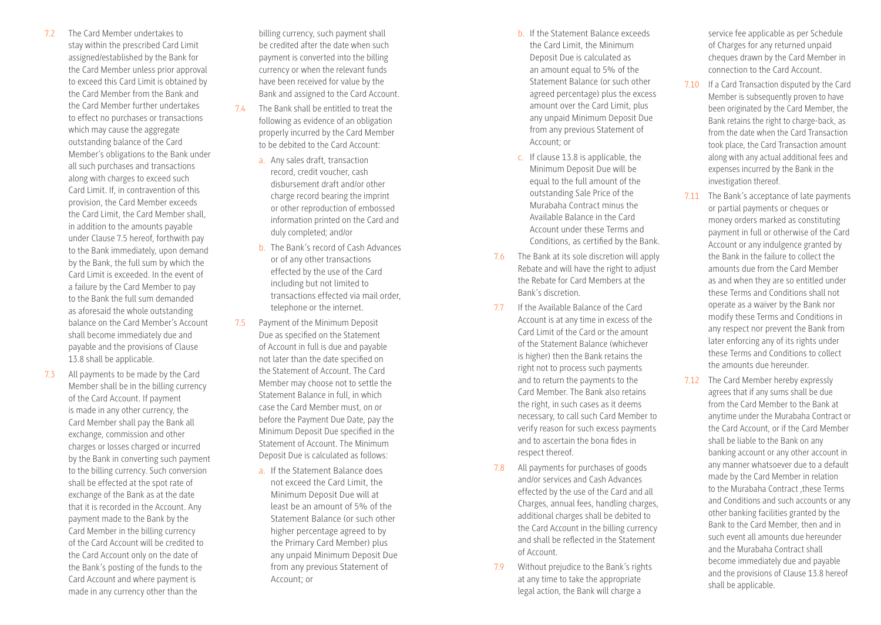7.2 The Card Member undertakes to stay within the prescribed Card Limit assigned/established by the Bank for the Card Member unless prior approval to exceed this Card Limit is obtained by the Card Member from the Bank and the Card Member further undertakes to effect no purchases or transactions which may cause the aggregate outstanding balance of the Card Member's obligations to the Bank under all such purchases and transactions along with charges to exceed such Card Limit. If, in contravention of this provision, the Card Member exceeds the Card Limit, the Card Member shall, in addition to the amounts payable under Clause 7.5 hereof, forthwith pay to the Bank immediately, upon demand by the Bank, the full sum by which the Card Limit is exceeded. In the event of a failure by the Card Member to pay to the Bank the full sum demanded as aforesaid the whole outstanding balance on the Card Member's Account shall become immediately due and payable and the provisions of Clause 13.8 shall be applicable.

7.3 All payments to be made by the Card Member shall be in the billing currency of the Card Account. If payment is made in any other currency, the Card Member shall pay the Bank all exchange, commission and other charges or losses charged or incurred by the Bank in converting such payment to the billing currency. Such conversion shall be effected at the spot rate of exchange of the Bank as at the date that it is recorded in the Account. Any payment made to the Bank by the Card Member in the billing currency of the Card Account will be credited to the Card Account only on the date of the Bank's posting of the funds to the Card Account and where payment is made in any currency other than the billing currency, such payment shall be credited after the date when such payment is converted into the billing currency or when the relevant funds have been received for value by the Bank and assigned to the Card Account.

7.4 The Bank shall be entitled to treat the following as evidence of an obligation properly incurred by the Card Member to be debited to the Card Account:

a. Any sales draft, transaction record, credit voucher, cash disbursement draft and/or other charge record bearing the imprint or other reproduction of embossed information printed on the Card and duly completed; and/or

b. The Bank's record of Cash Advances or of any other transactions effected by the use of the Card including but not limited to transactions effected via mail order, telephone or the internet.

7.5 Payment of the Minimum Deposit Due as specified on the Statement of Account in full is due and payable not later than the date specified on the Statement of Account. The Card Member may choose not to settle the Statement Balance in full, in which case the Card Member must, on or before the Payment Due Date, pay the Minimum Deposit Due specified in the Statement of Account. The Minimum Deposit Due is calculated as follows:

a. If the Statement Balance does not exceed the Card Limit, the Minimum Deposit Due will at least be an amount of 5% of the Statement Balance (or such other higher percentage agreed to by the Primary Card Member) plus any unpaid Minimum Deposit Due from any previous Statement of Account; or

b. If the Statement Balance exceeds the Card Limit, the Minimum Deposit Due is calculated as an amount equal to 5% of the Statement Balance (or such other agreed percentage) plus the excess amount over the Card Limit, plus any unpaid Minimum Deposit Due from any previous Statement of Account; or

c. If clause 13.8 is applicable, the Minimum Deposit Due will be equal to the full amount of the outstanding Sale Price of the Murabaha Contract minus the Available Balance in the Card Account under these Terms and Conditions, as certified by the Bank.

7.6 The Bank at its sole discretion will apply Rebate and will have the right to adjust the Rebate for Card Members at the Bank's discretion.

7.7 If the Available Balance of the Card Account is at any time in excess of the Card Limit of the Card or the amount of the Statement Balance (whichever is higher) then the Bank retains the right not to process such payments and to return the payments to the Card Member. The Bank also retains the right, in such cases as it deems necessary, to call such Card Member to verify reason for such excess payments and to ascertain the bona fides in respect thereof.

7.8 All payments for purchases of goods and/or services and Cash Advances effected by the use of the Card and all Charges, annual fees, handling charges, additional charges shall be debited to the Card Account in the billing currency and shall be reflected in the Statement of Account.

7.9 Without prejudice to the Bank's rights at any time to take the appropriate legal action, the Bank will charge a service fee applicable as per Schedule of Charges for any returned unpaid cheques drawn by the Card Member in connection to the Card Account.

7.10 If a Card Transaction disputed by the Card Member is subsequently proven to have been originated by the Card Member, the Bank retains the right to charge-back, as from the date when the Card Transaction took place, the Card Transaction amount along with any actual additional fees and expenses incurred by the Bank in the investigation thereof.

7.11 The Bank's acceptance of late payments or partial payments or cheques or money orders marked as constituting payment in full or otherwise of the Card Account or any indulgence granted by the Bank in the failure to collect the amounts due from the Card Member as and when they are so entitled under these Terms and Conditions shall not operate as a waiver by the Bank nor modify these Terms and Conditions in any respect nor prevent the Bank from later enforcing any of its rights under these Terms and Conditions to collect the amounts due hereunder.

7.12 The Card Member hereby expressly agrees that if any sums shall be due from the Card Member to the Bank at anytime under the Murabaha Contract or the Card Account, or if the Card Member shall be liable to the Bank on any banking account or any other account in any manner whatsoever due to a default made by the Card Member in relation to the Murabaha Contract ,these Terms and Conditions and such accounts or any other banking facilities granted by the Bank to the Card Member, then and in such event all amounts due hereunder and the Murabaha Contract shall become immediately due and payable and the provisions of Clause 13.8 hereof shall be applicable.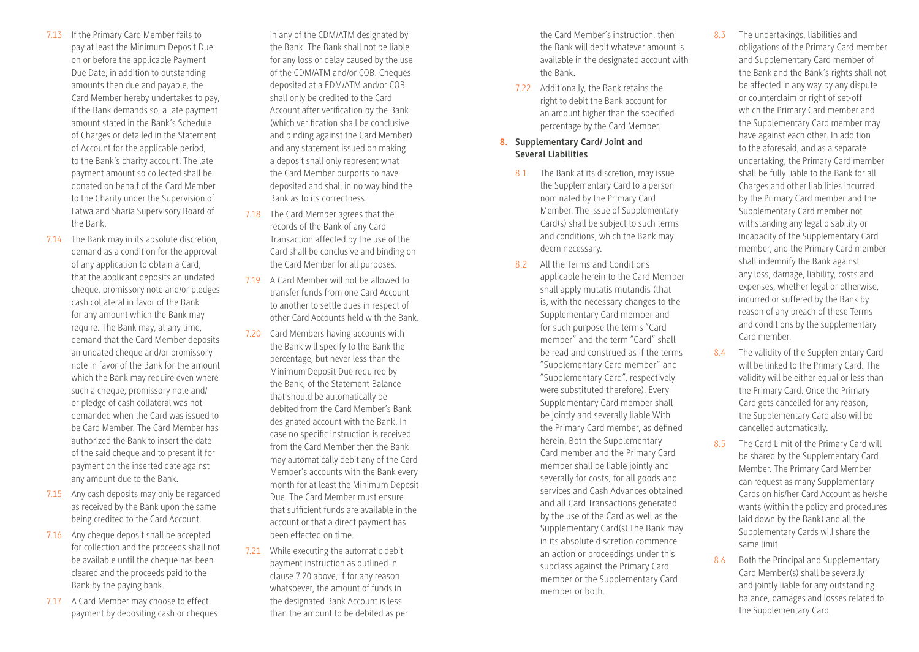7.13 If the Primary Card Member fails to pay at least the Minimum Deposit Due on or before the applicable Payment Due Date, in addition to outstanding amounts then due and payable, the Card Member hereby undertakes to pay, if the Bank demands so, a late payment amount stated in the Bank's Schedule of Charges or detailed in the Statement of Account for the applicable period, to the Bank's charity account. The late payment amount so collected shall be donated on behalf of the Card Member to the Charity under the Supervision of Fatwa and Sharia Supervisory Board of the Bank.

7.14 The Bank may in its absolute discretion, demand as a condition for the approval of any application to obtain a Card, that the applicant deposits an undated cheque, promissory note and/or pledges cash collateral in favor of the Bank for any amount which the Bank may require. The Bank may, at any time, demand that the Card Member deposits an undated cheque and/or promissory note in favor of the Bank for the amount which the Bank may require even where such a cheque, promissory note and/or pledge of cash collateral was not demanded when the Card was issued to be Card Member. The Card Member has authorized the Bank to insert the date of the said cheque and to present it for payment on the inserted date against any amount due to the Bank.

7.15 Any cash deposits may only be regarded as received by the Bank upon the same being credited to the Card Account.

7.16 Any cheque deposit shall be accepted for collection and the proceeds shall not be available until the cheque has been cleared and the proceeds paid to the Bank by the paying bank.

7.17 A Card Member may choose to effect payment by depositing cash or cheques in any of the CDM/ATM designated by the Bank. The Bank shall not be liable for any loss or delay caused by the use of the CDM/ATM and/or COB. Cheques deposited at a EDM/ATM and/or COB shall only be credited to the Card Account after verification by the Bank (which verification shall be conclusive and binding against the Card Member) and any statement issued on making a deposit shall only represent what the Card Member purports to have deposited and shall in no way bind the Bank as to its correctness.

7.18 The Card Member agrees that the records of the Bank of any Card Transaction affected by the use of the Card shall be conclusive and binding on the Card Member for all purposes.

7.19 A Card Member will not be allowed to transfer funds from one Card Account to another to settle dues in respect of other Card Accounts held with the Bank.

7.20 Card Members having accounts with the Bank will specify to the Bank the percentage, but never less than the Minimum Deposit Due required by the Bank, of the Statement Balance that should be automatically be debited from the Card Member's Bank designated account with the Bank. In case no specific instruction is received from the Card Member then the Bank may automatically debit any of the Card Member's accounts with the Bank every month for at least the Minimum Deposit Due. The Card Member must ensure that sufficient funds are available in the account or that a direct payment has been effected on time.

7.21 While executing the automatic debit payment instruction as outlined in clause 7.20 above, if for any reason whatsoever, the amount of funds in the designated Bank Account is less than the amount to be debited as per the Card Member's instruction, then the Bank will debit whatever amount is available in the designated account with the Bank.

7.22 Additionally, the Bank retains the right to debit the Bank account for an amount higher than the specified percentage by the Card Member.

## 8. Supplementary Card/ Joint and Several Liabilities

8.1 The Bank at its discretion, may issue the Supplementary Card to a person nominated by the Primary Card Member. The Issue of Supplementary Card(s) shall be subject to such terms and conditions, which the Bank may deem necessary.

8.2 All the Terms and Conditions applicable herein to the Card Member shall apply mutatis mutandis (that is, with the necessary changes to the Supplementary Card member and for such purpose the terms "Card member" and the term "Card" shall be read and construed as if the terms "Supplementary Card member" and "Supplementary Card", respectively were substituted therefore). Every Supplementary Card member shall be jointly and severally liable With the Primary Card member, as defined herein. Both the Supplementary Card member and the Primary Card member shall be liable jointly and severally for costs, for all goods and services and Cash Advances obtained and all Card Transactions generated by the use of the Card as well as the Supplementary Card(s).The Bank may in its absolute discretion commence an action or proceedings under this subclass against the Primary Card member or the Supplementary Card member or both.

8.3 The undertakings, liabilities and obligations of the Primary Card member and Supplementary Card member of the Bank and the Bank's rights shall not be affected in any way by any dispute or counterclaim or right of set-off which the Primary Card member and the Supplementary Card member may have against each other. In addition to the aforesaid, and as a separate undertaking, the Primary Card member shall be fully liable to the Bank for all Charges and other liabilities incurred by the Primary Card member and the Supplementary Card member not withstanding any legal disability or incapacity of the Supplementary Card member, and the Primary Card member shall indemnify the Bank against any loss, damage, liability, costs and expenses, whether legal or otherwise, incurred or suffered by the Bank by reason of any breach of these Terms and conditions by the supplementary Card member.

8.4 The validity of the Supplementary Card will be linked to the Primary Card. The validity will be either equal or less than the Primary Card. Once the Primary Card gets cancelled for any reason, the Supplementary Card also will be cancelled automatically.

8.5 The Card Limit of the Primary Card will be shared by the Supplementary Card Member. The Primary Card Member can request as many Supplementary Cards on his/her Card Account as he/she wants (within the policy and procedures laid down by the Bank) and all the Supplementary Cards will share the same limit.

8.6 Both the Principal and Supplementary Card Member(s) shall be severally and jointly liable for any outstanding balance, damages and losses related to the Supplementary Card.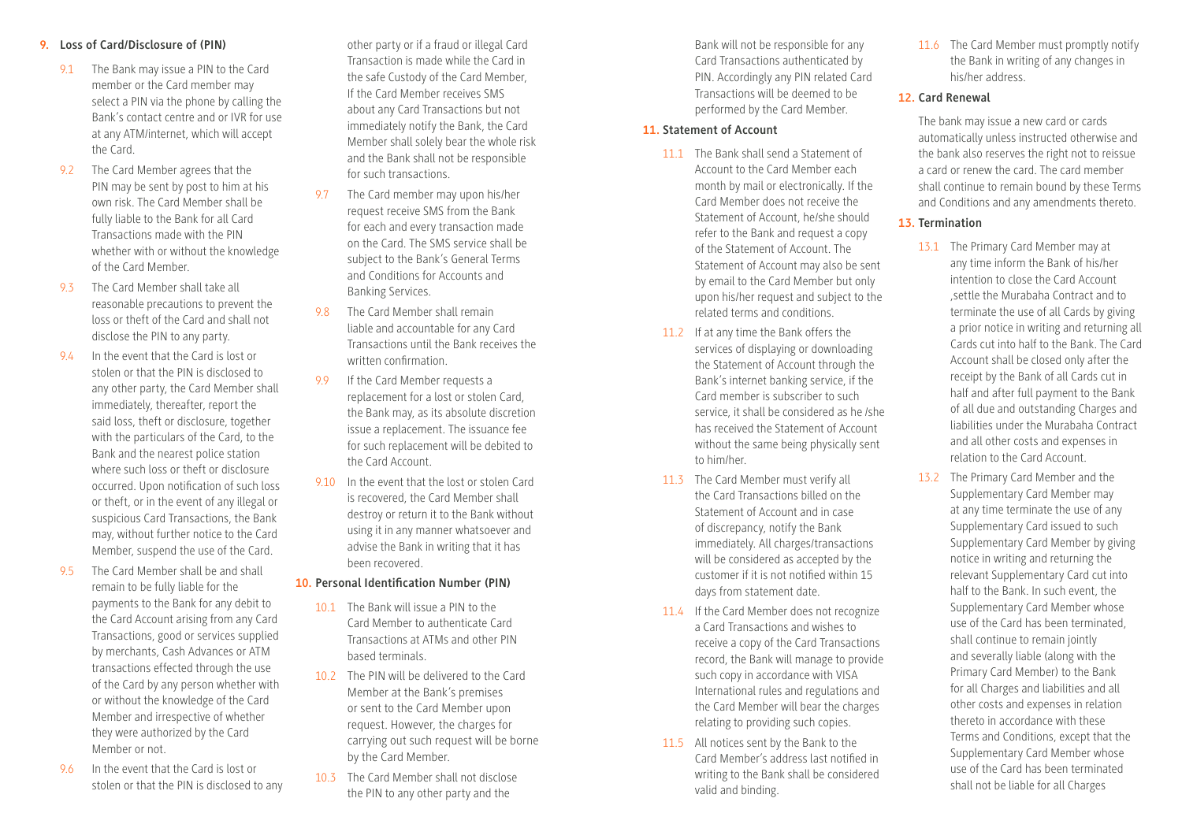## 9. Loss of Card/Disclosure of (PIN)

9.1 The Bank may issue a PIN to the Card member or the Card member may select a PIN via the phone by calling the Bank's contact centre and or IVR for use at any ATM/internet, which will accept the Card.

9.2 The Card Member agrees that the PIN may be sent by post to him at his own risk. The Card Member shall be fully liable to the Bank for all Card Transactions made with the PIN whether with or without the knowledge of the Card Member.

9.3 The Card Member shall take all reasonable precautions to prevent the loss or theft of the Card and shall not disclose the PIN to any party.

9.4 In the event that the Card is lost or stolen or that the PIN is disclosed to any other party, the Card Member shall immediately, thereafter, report the said loss, theft or disclosure, together with the particulars of the Card, to the Bank and the nearest police station where such loss or theft or disclosure occurred. Upon notification of such loss or theft, or in the event of any illegal or suspicious Card Transactions, the Bank may, without further notice to the Card Member, suspend the use of the Card.

9.5 The Card Member shall be and shall remain to be fully liable for the payments to the Bank for any debit to the Card Account arising from any Card Transactions, good or services supplied by merchants, Cash Advances or ATM transactions effected through the use of the Card by any person whether with or without the knowledge of the Card Member and irrespective of whether they were authorized by the Card Member or not.

9.6 In the event that the Card is lost or stolen or that the PIN is disclosed to any other party or if a fraud or illegal Card Transaction is made while the Card in the safe Custody of the Card Member, If the Card Member receives SMS about any Card Transactions but not immediately notify the Bank, the Card Member shall solely bear the whole risk and the Bank shall not be responsible for such transactions.

9.7 The Card member may upon his/her request receive SMS from the Bank for each and every transaction made on the Card. The SMS service shall be subject to the Bank's General Terms and Conditions for Accounts and Banking Services.

9.8 The Card Member shall remain liable and accountable for any Card Transactions until the Bank receives the written confirmation.

9.9 If the Card Member requests a replacement for a lost or stolen Card, the Bank may, as its absolute discretion issue a replacement. The issuance fee for such replacement will be debited to the Card Account.

9.10 In the event that the lost or stolen Card is recovered, the Card Member shall destroy or return it to the Bank without using it in any manner whatsoever and advise the Bank in writing that it has been recovered.

## 10. Personal Identification Number (PIN)

10.1 The Bank will issue a PIN to the Card Member to authenticate Card Transactions at ATMs and other PIN based terminals.

10.2 The PIN will be delivered to the Card Member at the Bank's premises or sent to the Card Member upon request. However, the charges for carrying out such request will be borne by the Card Member.

10.3 The Card Member shall not disclose the PIN to any other party and the Bank will not be responsible for any Card Transactions authenticated by PIN. Accordingly any PIN related Card Transactions will be deemed to be performed by the Card Member.

## 11. Statement of Account

11.1 The Bank shall send a Statement of Account to the Card Member each month by mail or electronically. If the Card Member does not receive the Statement of Account, he/she should refer to the Bank and request a copy of the Statement of Account. The Statement of Account may also be sent by email to the Card Member but only upon his/her request and subject to the related terms and conditions.

11.2 If at any time the Bank offers the services of displaying or downloading the Statement of Account through the Bank's internet banking service, if the Card member is subscriber to such service, it shall be considered as he /she has received the Statement of Account without the same being physically sent to him/her.

11.3 The Card Member must verify all the Card Transactions billed on the Statement of Account and in case of discrepancy, notify the Bank immediately. All charges/transactions will be considered as accepted by the customer if it is not notified within 15 days from statement date.

11.4 If the Card Member does not recognize a Card Transactions and wishes to receive a copy of the Card Transactions record, the Bank will manage to provide such copy in accordance with VISA International rules and regulations and the Card Member will bear the charges relating to providing such copies.

11.5 All notices sent by the Bank to the Card Member's address last notified in writing to the Bank shall be considered valid and binding.

11.6 The Card Member must promptly notify the Bank in writing of any changes in his/her address.

## 12. Card Renewal

The bank may issue a new card or cards automatically unless instructed otherwise and the bank also reserves the right not to reissue a card or renew the card. The card member shall continue to remain bound by these Terms and Conditions and any amendments thereto.

## 13. Termination

13.1 The Primary Card Member may at any time inform the Bank of his/her intention to close the Card Account ,settle the Murabaha Contract and to terminate the use of all Cards by giving a prior notice in writing and returning all Cards cut into half to the Bank. The Card Account shall be closed only after the receipt by the Bank of all Cards cut in half and after full payment to the Bank of all due and outstanding Charges and liabilities under the Murabaha Contract and all other costs and expenses in relation to the Card Account.

13.2 The Primary Card Member and the Supplementary Card Member may at any time terminate the use of any Supplementary Card issued to such Supplementary Card Member by giving notice in writing and returning the relevant Supplementary Card cut into half to the Bank. In such event, the Supplementary Card Member whose use of the Card has been terminated, shall continue to remain jointly and severally liable (along with the Primary Card Member) to the Bank for all Charges and liabilities and all other costs and expenses in relation thereto in accordance with these Terms and Conditions, except that the Supplementary Card Member whose use of the Card has been terminated shall not be liable for all Charges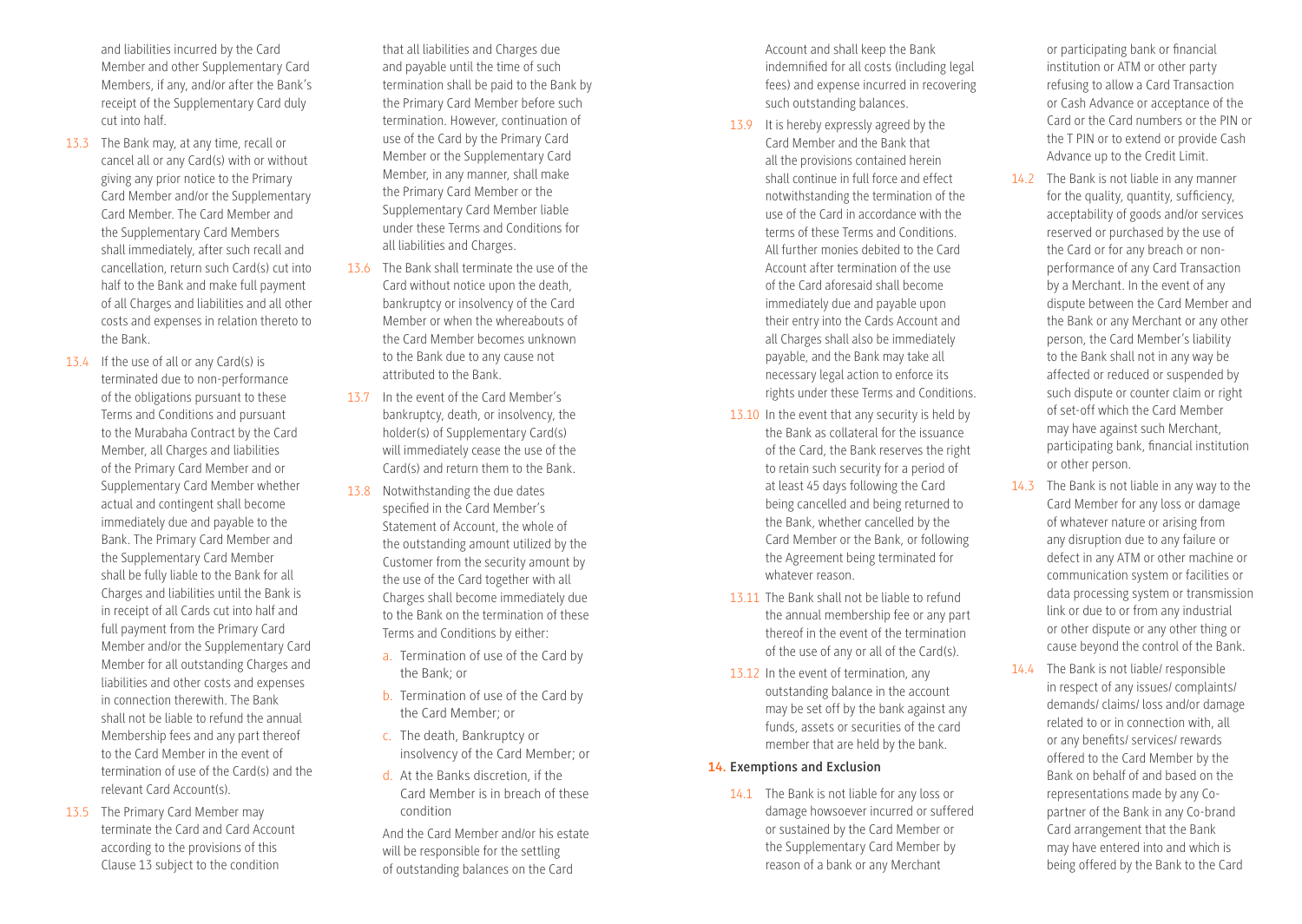and liabilities incurred by the Card Member and other Supplementary Card Members, if any, and/or after the Bank's receipt of the Supplementary Card duly cut into half.

13.3 The Bank may, at any time, recall or cancel all or any Card(s) with or without giving any prior notice to the Primary Card Member and/or the Supplementary Card Member. The Card Member and the Supplementary Card Members shall immediately, after such recall and cancellation, return such Card(s) cut into half to the Bank and make full payment of all Charges and liabilities and all other costs and expenses in relation thereto to the Bank.

13.4 If the use of all or any Card(s) is terminated due to non-performance of the obligations pursuant to these Terms and Conditions and pursuant to the Murabaha Contract by the Card Member, all Charges and liabilities of the Primary Card Member and or Supplementary Card Member whether actual and contingent shall become immediately due and payable to the Bank. The Primary Card Member and the Supplementary Card Member shall be fully liable to the Bank for all Charges and liabilities until the Bank is in receipt of all Cards cut into half and full payment from the Primary Card Member and/or the Supplementary Card Member for all outstanding Charges and liabilities and other costs and expenses in connection therewith. The Bank shall not be liable to refund the annual Membership fees and any part thereof to the Card Member in the event of termination of use of the Card(s) and the relevant Card Account(s).

13.5 The Primary Card Member may terminate the Card and Card Account according to the provisions of this Clause 13 subject to the condition that all liabilities and Charges due and payable until the time of such termination shall be paid to the Bank by the Primary Card Member before such termination. However, continuation of use of the Card by the Primary Card Member or the Supplementary Card Member, in any manner, shall make the Primary Card Member or the Supplementary Card Member liable under these Terms and Conditions for all liabilities and Charges.

13.6 The Bank shall terminate the use of the Card without notice upon the death, bankruptcy or insolvency of the Card Member or when the whereabouts of the Card Member becomes unknown to the Bank due to any cause not attributed to the Bank.

13.7 In the event of the Card Member's bankruptcy, death, or insolvency, the holder(s) of Supplementary Card(s) will immediately cease the use of the Card(s) and return them to the Bank.

13.8 Notwithstanding the due dates specified in the Card Member's Statement of Account, the whole of the outstanding amount utilized by the Customer from the security amount by the use of the Card together with all Charges shall become immediately due to the Bank on the termination of these Terms and Conditions by either:

a. Termination of use of the Card by the Bank; or
b. Termination of use of the Card by the Card Member; or
c. The death, Bankruptcy or insolvency of the Card Member; or
d. At the Banks discretion, if the Card Member is in breach of these condition

And the Card Member and/or his estate will be responsible for the settling of outstanding balances on the Card Account and shall keep the Bank indemnified for all costs (including legal fees) and expense incurred in recovering such outstanding balances.

13.9 It is hereby expressly agreed by the Card Member and the Bank that all the provisions contained herein shall continue in full force and effect notwithstanding the termination of the use of the Card in accordance with the terms of these Terms and Conditions. All further monies debited to the Card Account after termination of the use of the Card aforesaid shall become immediately due and payable upon their entry into the Cards Account and all Charges shall also be immediately payable, and the Bank may take all necessary legal action to enforce its rights under these Terms and Conditions.

13.10 In the event that any security is held by the Bank as collateral for the issuance of the Card, the Bank reserves the right to retain such security for a period of at least 45 days following the Card being cancelled and being returned to the Bank, whether cancelled by the Card Member or the Bank, or following the Agreement being terminated for whatever reason.

13.11 The Bank shall not be liable to refund the annual membership fee or any part thereof in the event of the termination of the use of any or all of the Card(s).

13.12 In the event of termination, any outstanding balance in the account may be set off by the bank against any funds, assets or securities of the card member that are held by the bank.

## 14. Exemptions and Exclusion

14.1 The Bank is not liable for any loss or damage howsoever incurred or suffered or sustained by the Card Member or the Supplementary Card Member by reason of a bank or any Merchant or participating bank or financial institution or ATM or other party refusing to allow a Card Transaction or Cash Advance or acceptance of the Card or the Card numbers or the PIN or the T PIN or to extend or provide Cash Advance up to the Credit Limit.

14.2 The Bank is not liable in any manner for the quality, quantity, sufficiency, acceptability of goods and/or services reserved or purchased by the use of the Card or for any breach or non-performance of any Card Transaction by a Merchant. In the event of any dispute between the Card Member and the Bank or any Merchant or any other person, the Card Member's liability to the Bank shall not in any way be affected or reduced or suspended by such dispute or counter claim or right of set-off which the Card Member may have against such Merchant, participating bank, financial institution or other person.

14.3 The Bank is not liable in any way to the Card Member for any loss or damage of whatever nature or arising from any disruption due to any failure or defect in any ATM or other machine or communication system or facilities or data processing system or transmission link or due to or from any industrial or other dispute or any other thing or cause beyond the control of the Bank.

14.4 The Bank is not liable/ responsible in respect of any issues/ complaints/ demands/ claims/ loss and/or damage related to or in connection with, all or any benefits/ services/ rewards offered to the Card Member by the Bank on behalf of and based on the representations made by any Co-partner of the Bank in any Co-brand Card arrangement that the Bank may have entered into and which is being offered by the Bank to the Card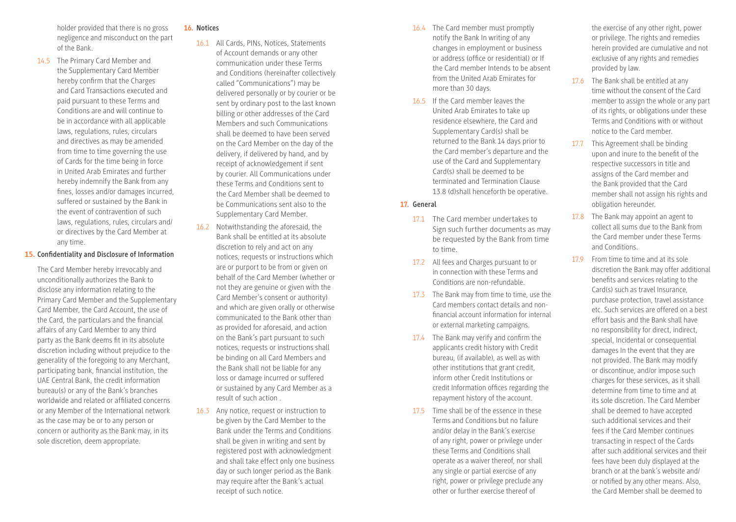holder provided that there is no gross negligence and misconduct on the part of the Bank.

14.5 The Primary Card Member and the Supplementary Card Member hereby confirm that the Charges and Card Transactions executed and paid pursuant to these Terms and Conditions are and will continue to be in accordance with all applicable laws, regulations, rules, circulars and directives as may be amended from time to time governing the use of Cards for the time being in force in United Arab Emirates and further hereby indemnify the Bank from any fines, losses and/or damages incurred, suffered or sustained by the Bank in the event of contravention of such laws, regulations, rules, circulars and/or directives by the Card Member at any time.

## 15. Confidentiality and Disclosure of Information

The Card Member hereby irrevocably and unconditionally authorizes the Bank to disclose any information relating to the Primary Card Member and the Supplementary Card Member, the Card Account, the use of the Card, the particulars and the financial affairs of any Card Member to any third party as the Bank deems fit in its absolute discretion including without prejudice to the generality of the foregoing to any Merchant, participating bank, financial institution, the UAE Central Bank, the credit information bureau(s) or any of the Bank's branches worldwide and related or affiliated concerns or any Member of the International network as the case may be or to any person or concern or authority as the Bank may, in its sole discretion, deem appropriate.

## 16. Notices

16.1 All Cards, PINs, Notices, Statements of Account demands or any other communication under these Terms and Conditions (hereinafter collectively called "Communications") may be delivered personally or by courier or be sent by ordinary post to the last known billing or other addresses of the Card Members and such Communications shall be deemed to have been served on the Card Member on the day of the delivery, if delivered by hand, and by receipt of acknowledgement if sent by courier. All Communications under these Terms and Conditions sent to the Card Member shall be deemed to be Communications sent also to the Supplementary Card Member.

16.2 Notwithstanding the aforesaid, the Bank shall be entitled at its absolute discretion to rely and act on any notices, requests or instructions which are or purport to be from or given on behalf of the Card Member (whether or not they are genuine or given with the Card Member's consent or authority) and which are given orally or otherwise communicated to the Bank other than as provided for aforesaid, and action on the Bank's part pursuant to such notices, requests or instructions shall be binding on all Card Members and the Bank shall not be liable for any loss or damage incurred or suffered or sustained by any Card Member as a result of such action .

16.3 Any notice, request or instruction to be given by the Card Member to the Bank under the Terms and Conditions shall be given in writing and sent by registered post with acknowledgment and shall take effect only one business day or such longer period as the Bank may require after the Bank's actual receipt of such notice.

16.4 The Card member must promptly notify the Bank In writing of any changes in employment or business or address (office or residential) or If the Card member Intends to be absent from the United Arab Emirates for more than 30 days.

16.5 If the Card member leaves the United Arab Emirates to take up residence elsewhere, the Card and Supplementary Card(s) shall be returned to the Bank 14 days prior to the Card member's departure and the use of the Card and Supplementary Card(s) shall be deemed to be terminated and Termination Clause 13.8 (d)shall henceforth be operative.

## 17. General

17.1 The Card member undertakes to Sign such further documents as may be requested by the Bank from time to time.

17.2 All fees and Charges pursuant to or in connection with these Terms and Conditions are non-refundable.

17.3 The Bank may from time to time, use the Card members contact details and non-financial account information for internal or external marketing campaigns.

17.4 The Bank may verify and confirm the applicants credit history with Credit bureau, (if available), as well as with other institutions that grant credit, inform other Credit Institutions or credit Information offices regarding the repayment history of the account.

17.5 Time shall be of the essence in these Terms and Conditions but no failure and/or delay in the Bank's exercise of any right, power or privilege under these Terms and Conditions shall operate as a waiver thereof, nor shall any single or partial exercise of any right, power or privilege preclude any other or further exercise thereof of the exercise of any other right, power or privilege. The rights and remedies herein provided are cumulative and not exclusive of any rights and remedies provided by law.

17.6 The Bank shall be entitled at any time without the consent of the Card member to assign the whole or any part of its rights, or obligations under these Terms and Conditions with or without notice to the Card member.

17.7 This Agreement shall be binding upon and inure to the benefit of the respective successors in title and assigns of the Card member and the Bank provided that the Card member shall not assign his rights and obligation hereunder.

17.8 The Bank may appoint an agent to collect all sums due to the Bank from the Card member under these Terms and Conditions.

17.9 From time to time and at its sole discretion the Bank may offer additional benefits and services relating to the Card(s) such as travel Insurance, purchase protection, travel assistance etc. Such services are offered on a best effort basis and the Bank shall have no responsibility for direct, indirect, special, Incidental or consequential damages In the event that they are not provided. The Bank may modify or discontinue, and/or impose such charges for these services, as it shall determine from time to time and at its sole discretion. The Card Member shall be deemed to have accepted such additional services and their fees if the Card Member continues transacting in respect of the Cards after such additional services and their fees have been duly displayed at the branch or at the bank's website and/or notified by any other means. Also, the Card Member shall be deemed to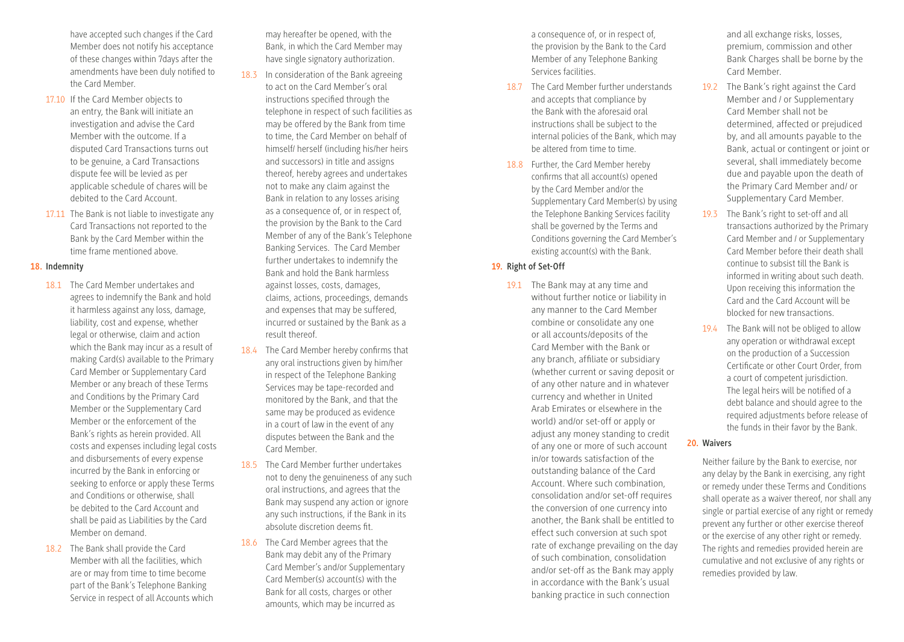have accepted such changes if the Card Member does not notify his acceptance of these changes within 7days after the amendments have been duly notified to the Card Member.

17.10 If the Card Member objects to an entry, the Bank will initiate an investigation and advise the Card Member with the outcome. If a disputed Card Transactions turns out to be genuine, a Card Transactions dispute fee will be levied as per applicable schedule of chares will be debited to the Card Account.

17.11 The Bank is not liable to investigate any Card Transactions not reported to the Bank by the Card Member within the time frame mentioned above.

## 18. Indemnity

18.1 The Card Member undertakes and agrees to indemnify the Bank and hold it harmless against any loss, damage, liability, cost and expense, whether legal or otherwise, claim and action which the Bank may incur as a result of making Card(s) available to the Primary Card Member or Supplementary Card Member or any breach of these Terms and Conditions by the Primary Card Member or the Supplementary Card Member or the enforcement of the Bank's rights as herein provided. All costs and expenses including legal costs and disbursements of every expense incurred by the Bank in enforcing or seeking to enforce or apply these Terms and Conditions or otherwise, shall be debited to the Card Account and shall be paid as Liabilities by the Card Member on demand.

18.2 The Bank shall provide the Card Member with all the facilities, which are or may from time to time become part of the Bank's Telephone Banking Service in respect of all Accounts which may hereafter be opened, with the Bank, in which the Card Member may have single signatory authorization.

18.3 In consideration of the Bank agreeing to act on the Card Member's oral instructions specified through the telephone in respect of such facilities as may be offered by the Bank from time to time, the Card Member on behalf of himself/ herself (including his/her heirs and successors) in title and assigns thereof, hereby agrees and undertakes not to make any claim against the Bank in relation to any losses arising as a consequence of, or in respect of, the provision by the Bank to the Card Member of any of the Bank's Telephone Banking Services. The Card Member further undertakes to indemnify the Bank and hold the Bank harmless against losses, costs, damages, claims, actions, proceedings, demands and expenses that may be suffered, incurred or sustained by the Bank as a result thereof.

18.4 The Card Member hereby confirms that any oral instructions given by him/her in respect of the Telephone Banking Services may be tape-recorded and monitored by the Bank, and that the same may be produced as evidence in a court of law in the event of any disputes between the Bank and the Card Member.

18.5 The Card Member further undertakes not to deny the genuineness of any such oral instructions, and agrees that the Bank may suspend any action or ignore any such instructions, if the Bank in its absolute discretion deems fit.

18.6 The Card Member agrees that the Bank may debit any of the Primary Card Member's and/or Supplementary Card Member(s) account(s) with the Bank for all costs, charges or other amounts, which may be incurred as a consequence of, or in respect of, the provision by the Bank to the Card Member of any Telephone Banking Services facilities.

18.7 The Card Member further understands and accepts that compliance by the Bank with the aforesaid oral instructions shall be subject to the internal policies of the Bank, which may be altered from time to time.

18.8 Further, the Card Member hereby confirms that all account(s) opened by the Card Member and/or the Supplementary Card Member(s) by using the Telephone Banking Services facility shall be governed by the Terms and Conditions governing the Card Member's existing account(s) with the Bank.

## 19. Right of Set-Off

19.1 The Bank may at any time and without further notice or liability in any manner to the Card Member combine or consolidate any one or all accounts/deposits of the Card Member with the Bank or any branch, affiliate or subsidiary (whether current or saving deposit or of any other nature and in whatever currency and whether in United Arab Emirates or elsewhere in the world) and/or set-off or apply or adjust any money standing to credit of any one or more of such account in/or towards satisfaction of the outstanding balance of the Card Account. Where such combination, consolidation and/or set-off requires the conversion of one currency into another, the Bank shall be entitled to effect such conversion at such spot rate of exchange prevailing on the day of such combination, consolidation and/or set-off as the Bank may apply in accordance with the Bank's usual banking practice in such connection and all exchange risks, losses, premium, commission and other Bank Charges shall be borne by the Card Member.

19.2 The Bank's right against the Card Member and / or Supplementary Card Member shall not be determined, affected or prejudiced by, and all amounts payable to the Bank, actual or contingent or joint or several, shall immediately become due and payable upon the death of the Primary Card Member and/ or Supplementary Card Member.

19.3 The Bank's right to set-off and all transactions authorized by the Primary Card Member and / or Supplementary Card Member before their death shall continue to subsist till the Bank is informed in writing about such death. Upon receiving this information the Card and the Card Account will be blocked for new transactions.

19.4 The Bank will not be obliged to allow any operation or withdrawal except on the production of a Succession Certificate or other Court Order, from a court of competent jurisdiction. The legal heirs will be notified of a debt balance and should agree to the required adjustments before release of the funds in their favor by the Bank.

## 20. Waivers

Neither failure by the Bank to exercise, nor any delay by the Bank in exercising, any right or remedy under these Terms and Conditions shall operate as a waiver thereof, nor shall any single or partial exercise of any right or remedy prevent any further or other exercise thereof or the exercise of any other right or remedy. The rights and remedies provided herein are cumulative and not exclusive of any rights or remedies provided by law.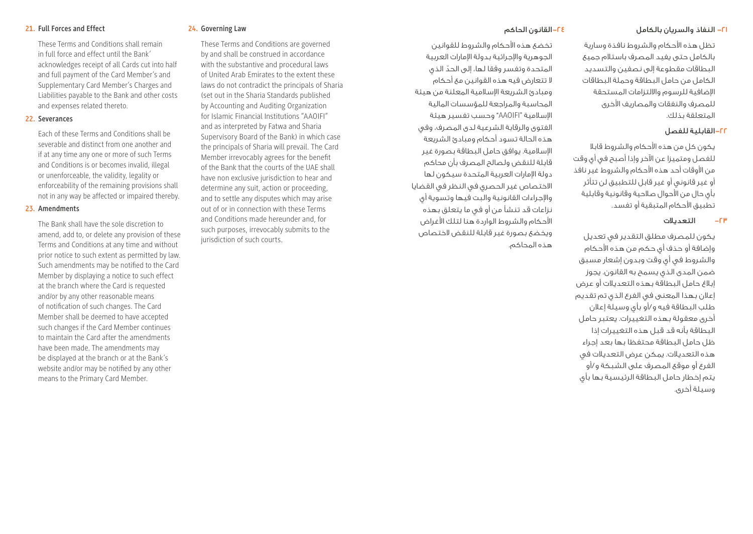## 21. Full Forces and Effect

These Terms and Conditions shall remain in full force and effect until the Bank' acknowledges receipt of all Cards cut into half and full payment of the Card Member's and Supplementary Card Member's Charges and Liabilities payable to the Bank and other costs and expenses related thereto.

## 22. Severances

Each of these Terms and Conditions shall be severable and distinct from one another and if at any time any one or more of such Terms and Conditions is or becomes invalid, illegal or unenforceable, the validity, legality or enforceability of the remaining provisions shall not in any way be affected or impaired thereby.

## 23. Amendments

The Bank shall have the sole discretion to amend, add to, or delete any provision of these Terms and Conditions at any time and without prior notice to such extent as permitted by law. Such amendments may be notified to the Card Member by displaying a notice to such effect at the branch where the Card is requested and/or by any other reasonable means of notification of such changes. The Card Member shall be deemed to have accepted such changes if the Card Member continues to maintain the Card after the amendments have been made. The amendments may be displayed at the branch or at the Bank's website and/or may be notified by any other means to the Primary Card Member.

## 24. Governing Law

These Terms and Conditions are governed by and shall be construed in accordance with the substantive and procedural laws of United Arab Emirates to the extent these laws do not contradict the principals of Sharia (set out in the Sharia Standards published by Accounting and Auditing Organization for Islamic Financial Institutions "AAOIFI" and as interpreted by Fatwa and Sharia Supervisory Board of the Bank) in which case the principals of Sharia will prevail. The Card Member irrevocably agrees for the benefit of the Bank that the courts of the UAE shall have non exclusive jurisdiction to hear and determine any suit, action or proceeding, and to settle any disputes which may arise out of or in connection with these Terms and Conditions made hereunder and, for such purposes, irrevocably submits to the jurisdiction of such courts.

## ٢١- النفاذ والسريان بالكامل

تظل هذه الأحكام والشروط نافذة وسارية بالكامل حتى يفيد المصرف باستلام جميع البطاقات مقطوعة إلى نصفين والتسديد الكامل من حامل البطاقة وحملة البطاقات الإضافية للرسوم والالتزامات المستحقة للمصرف والنفقات والمصاريف الأخرى المتعلقة بذلك.

## ٢٢-القابلية للفصل

يكون كل من هذه الأحكام والشروط قابلا للفصل ومتميزا عن الآخر وإذا أصبح في أي وقت من الأوقات أحد هذه الأحكام والشروط غير نافذ أو غير قانوني أو غير قابل للتطبيق لن تتأثر بأي حال من الأحوال صلاحية وقانونية وقابلية تطبيق الأحكام المتبقية أو تفسد.

## ٢٣- التعديلات

يكون للمصرف مطلق التقدير في تعديل وإضافة أو حذف أي حكم من هذه الأحكام والشروط في أي وقت وبدون إشعار مسبق ضمن المدى الذي يسمح به القانون. يجوز إبلاغ حامل البطاقة بهذه التعديلات أو عرض إعلان بهذا المعنى في الفرع الذي تم تقديم طلب البطاقة فيه و/أو بأي وسيلة إعلان أخرى معقولة بهذه التغييرات. يعتبر حامل البطاقة بأنه قد قبل هذه التغييرات إذا ظل حامل البطاقة محتفظا بها بعد إجراء هذه التعديلات. يمكن عرض التعديلات في الفرع أو موقع المصرف على الشبكة و/أو يتم إخطار حامل البطاقة الرئيسية بها بأي وسيلة أخرى.

## ٢٤-القانون الحاكم

تخضع هذه الأحكام والشروط للقوانين الجوهرية والإجرائية بدولة الإمارات العربية المتحدة وتفسر وفقا لها، إلى الحدّ الذي لا تتعارض فيه هذه القوانين مع أحكام ومبادئ الشريعة الإسلامية المعلنة من هيئة المحاسبة والمراجعة للمؤسسات المالية الإسلامية "AAOIFI" وحسب تفسير هيئة الفتوى والرقابة الشرعية لدى المصرف، وفي هذه الحالة تسود أحكام ومبادئ الشريعة الإسلامية. يوافق حامل البطاقة بصورة غير قابلة للنقض ولصالح المصرف بأن محاكم دولة الإمارات العربية المتحدة سيكون لها الاختصاص غير الحصري في النظر في القضايا والإجراءات القانونية والبت فيها وتسوية أي نزاعات قد تنشأ من أو في ما يتعلق بهذه الأحكام والشروط الواردة هنا لتلك الأغراض ويخضع بصورة غير قابلة للنقض لاختصاص هذه المحاكم.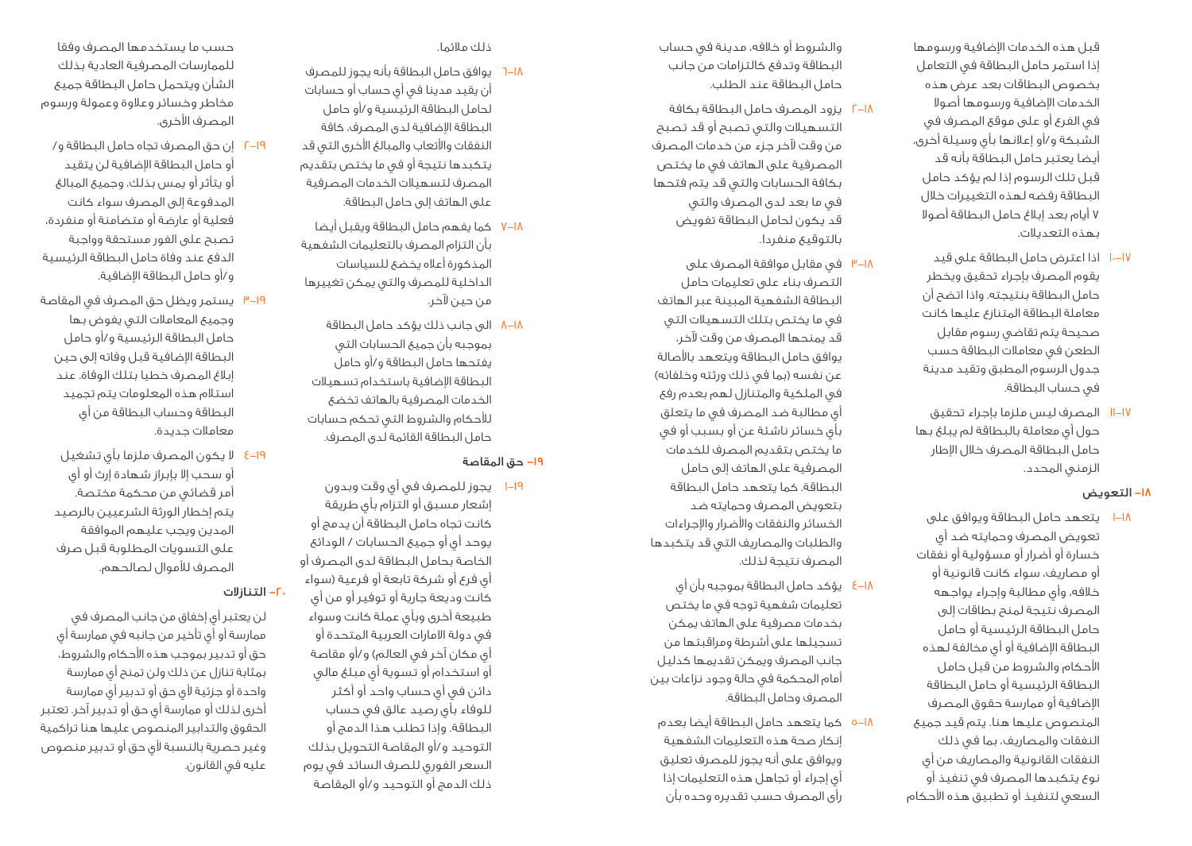قبل هذه الخدمات الإضافية ورسومها إذا استمر حامل البطاقة في التعامل بخصوص البطاقات بعد عرض هذه الخدمات الإضافية ورسومها أصولا في الفرع أو على موقع المصرف في الشبكة و/أو إعلانها بأي وسيلة أخرى، أيضا يعتبر حامل البطاقة بأنه قد قبل تلك الرسوم إذا لم يؤكد حامل البطاقة رفضه لهذه التغييرات خلال ٧ أيام بعد إبلاغ حامل البطاقة أصولا بهذه التعديلات.

١٧–١٠ اذا اعترض حامل البطاقة على قيد يقوم المصرف بإجراء تحقيق ويخطر حامل البطاقة بنتيجته. واذا اتضح أن معاملة البطاقة المتنازع عليها كانت صحيحة يتم تقاضي رسوم مقابل الطعن في معاملات البطاقة حسب جدول الرسوم المطبق وتقيد مدينة في حساب البطاقة.

١٧–١١ المصرف ليس ملزما بإجراء تحقيق حول أي معاملة بالبطاقة لم يبلغ بها حامل البطاقة المصرف خلال الإطار الزمني المحدد.

## ١٨– التعويض

١٨–١ يتعهد حامل البطاقة ويوافق على تعويض المصرف وحمايته ضد أي خسارة أو أضرار أو مسؤولية أو نفقات أو مصاريف، سواء كانت قانونية أو خلافه، وأي مطالبة واجراء يواجهه المصرف نتيجة لمنح بطاقات إلى حامل البطاقة الرئيسية أو حامل البطاقة الإضافية أو أي مخالفة لهذه الأحكام والشروط من قبل حامل البطاقة الرئيسية أو حامل البطاقة الإضافية أو ممارسة حقوق المصرف المنصوص عليها هنا. يتم قيد جميع النفقات والمصاريف، بما في ذلك النفقات القانونية والمصاريف من أي نوع يتكبدها المصرف في تنفيذ أو السعي لتنفيذ أو تطبيق هذه الأحكام والشروط أو خلافه، مدينة في حساب البطاقة وتدفع كالتزامات من جانب حامل البطاقة عند الطلب.

١٨–٢ يزود المصرف حامل البطاقة بكافة التسهيلات والتي تصبح أو قد تصبح من وقت لآخر جزء من خدمات المصرف المصرفية على الهاتف في ما يختص بكافة الحسابات والتي قد يتم فتحها في ما بعد لدى المصرف والتي قد يكون لحامل البطاقة تفويض بالتوقيع منفردا.

١٨–٣ في مقابل موافقة المصرف على التصرف بناء على تعليمات حامل البطاقة الشفهية المبينة عبر الهاتف في ما يختص بتلك التسهيلات التي قد يمنحها المصرف من وقت لآخر، يوافق حامل البطاقة ويتعهد بالأصالة عن نفسه (بما في ذلك ورثته وخلفائه) في الملكية والمتنازل لهم بعدم رفع أي مطالبة ضد المصرف في ما يتعلق بأي خسائر ناشئة عن أو بسبب أو في ما يختص بتقديم المصرف للخدمات المصرفية على الهاتف إلى حامل البطاقة. كما يتعهد حامل البطاقة بتعويض المصرف وحمايته ضد الخسائر والنفقات والأضرار والإجراءات والطلبات والمصاريف التي قد يتكبدها المصرف نتيجة لذلك.

١٨–٤ يؤكد حامل البطاقة بموجبه بأن أي تعليمات شفهية توجه في ما يختص بخدمات مصرفية على الهاتف يمكن تسجيلها على أشرطة ومراقبتها من جانب المصرف ويمكن تقديمها كدليل أمام المحكمة في حالة وجود نزاعات بين المصرف وحامل البطاقة.

١٨–٥ كما يتعهد حامل البطاقة أيضا بعدم إنكار صحة هذه التعليمات الشفهية ويوافق على أنه يجوز للمصرف تعليق أي إجراء أو تجاهل هذه التعليمات إذا رأى المصرف حسب تقديره وحده بأن ذلك ملائما.

١٨–٦ يوافق حامل البطاقة بأنه يجوز للمصرف أن يقيد مدينا في أي حساب أو حسابات لحامل البطاقة الرئيسية و/أو حامل البطاقة الإضافية لدى المصرف، كافة النفقات والأتعاب والمبالغ الأخرى التي قد يتكبدها نتيجة أو في ما يختص بتقديم المصرف لتسهيلات الخدمات المصرفية على الهاتف إلى حامل البطاقة.

١٨–٧ كما يفهم حامل البطاقة ويقبل أيضا بأن التزام المصرف بالتعليمات الشفهية المذكورة أعلاه يخضع للسياسات الداخلية للمصرف والتي يمكن تغييرها من حين لآخر.

١٨–٨ الى جانب ذلك يؤكد حامل البطاقة بموجبه بأن جميع الحسابات التي يفتحها حامل البطاقة و/أو حامل البطاقة الإضافية باستخدام تسهيلات الخدمات المصرفية بالهاتف تخضع للأحكام والشروط التي تحكم حسابات حامل البطاقة القائمة لدى المصرف.

## ١٩– حق المقاصة

١٩–١ يجوز للمصرف في أي وقت وبدون إشعار مسبق أو التزام بأي طريقة كانت تجاه حامل البطاقة أن يدمج أو يوحد أي أو جميع الحسابات / الودائع الخاصة بحامل البطاقة لدى المصرف أو أي فرع أو شركة تابعة أو فرعية (سواء كانت وديعة جارية أو توفير أو من أي طبيعة أخرى وبأي عملة كانت وسواء في دولة الامارات العربية المتحدة أو أي مكان آخر في العالم) و/أو مقاصة أو استخدام أو تسوية أي مبلغ مالي دائن في أي حساب واحد أو أكثر للوفاء بأي رصيد عالق في حساب البطاقة. وإذا تطلب هذا الدمج أو التوحيد و/أو المقاصة التحويل بذلك السعر الفوري للصرف السائد في يوم ذلك الدمج أو التوحيد و/أو المقاصة حسب ما يستخدمها المصرف وفقا للممارسات المصرفية العادية بذلك الشأن ويتحمل حامل البطاقة جميع مخاطر وخسائر وعلاوة وعمولة ورسوم المصرف الأخرى.

١٩–٢ إن حق المصرف تجاه حامل البطاقة و/ أو حامل البطاقة الإضافية لن يتقيد أو يتأثر أو يمس بذلك، وجميع المبالغ المدفوعة إلى المصرف سواء كانت فعلية أو عارضة أو متضامنة أو منفردة، تصبح على الفور مستحقة وواجبة الدفع عند وفاة حامل البطاقة الرئيسية و/أو حامل البطاقة الإضافية.

١٩–٣ يستمر ويظل حق المصرف في المقاصة وجميع المعاملات التي يفوض بها حامل البطاقة الرئيسية و/أو حامل البطاقة الإضافية قبل وفاته إلى حين إبلاغ المصرف خطيا بتلك الوفاة. عند استلام هذه المعلومات يتم تجميد البطاقة وحساب البطاقة من أي معاملات جديدة.

١٩–٤ لا يكون المصرف ملزما بأي تشغيل أو سحب إلا بإبراز شهادة إرث أو أي أمر قضائي من محكمة مختصة. يتم إخطار الورثة الشرعيين بالرصيد المدين ويجب عليهم الموافقة على التسويات المطلوبة قبل صرف المصرف للأموال لصالحهم.

## ٢٠– التنازلات

لن يعتبر أي إخفاق من جانب المصرف في ممارسة أو أي تأخير من جانبه في ممارسة أي حق أو تدبير بموجب هذه الأحكام والشروط، بمثابة تنازل عن ذلك ولن تمنع أي ممارسة واحدة أو جزئية لأي حق أو تدبير أي ممارسة أخرى لذلك أو ممارسة أي حق أو تدبير آخر. تعتبر الحقوق والتدابير المنصوص عليها هنا تراكمية وغير حصرية بالنسبة لأي حق أو تدبير منصوص عليه في القانون.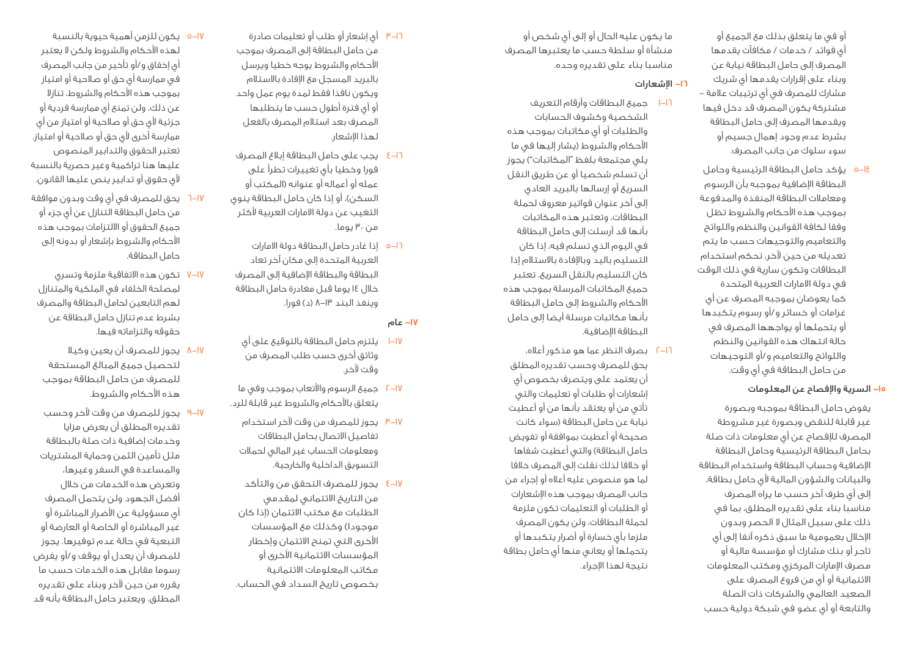أو في ما يتعلق بذلك مع الجميع أو أي فوائد / خدمات / مكافآت يقدمها المصرف إلى حامل البطاقة نيابة عن وبناء على إقرارات يقدمها أي شريك مشارك للمصرف في أي ترتيبات علامة – مشتركة يكون المصرف قد دخل فيها ويقدمها المصرف إلى حامل البطاقة بشرط عدم وجود إهمال جسيم أو سوء سلوك من جانب المصرف.

١٤–٥ يؤكد حامل البطاقة الرئيسية وحامل البطاقة الإضافية بموجبه بأن الرسوم ومعاملات البطاقة المنفذة والمدفوعة بموجب هذه الأحكام والشروط تظل وفقا لكافة القوانين والنظم واللوائح والتعاميم والتوجيهات حسب ما يتم تعديله من حين لآخر، تحكم استخدام البطاقات وتكون سارية في ذلك الوقت في دولة الامارات العربية المتحدة كما يعوضان بموجبه المصرف عن أي غرامات أو خسائر و/أو رسوم يتكبدها أو يتحملها أو يواجهها المصرف في حالة انتهاك هذه القوانين والنظم واللوائح والتعاميم و/أو التوجيهات من حامل البطاقة في أي وقت.

## ١٥– السرية والإفصاح عن المعلومات

يفوض حامل البطاقة بموجبه وبصورة غير قابلة للنقض وبصورة غير مشروطة المصرف للإفصاح عن أي معلومات ذات صلة بحامل البطاقة الرئيسية وحامل البطاقة الإضافية وحساب البطاقة واستخدام البطاقة والبيانات والشؤون المالية لأي حامل بطاقة، إلى أي طرف آخر حسب ما يراه المصرف مناسبا بناء على تقديره المطلق، بما في ذلك على سبيل المثال لا الحصر وبدون الإخلال بعمومية ما سبق ذكره آنفا إلى أي تاجر أو بنك مشارك أو مؤسسة مالية أو مصرف الإمارات المركزي ومكتب المعلومات الائتمانية أو أي من فروع المصرف على الصعيد العالمي والشركات ذات الصلة والتابعة أو أي عضو في شبكة دولية حسب ما يكون عليه الحال أو إلى أي شخص أو منشأة أو سلطة حسب ما يعتبرها المصرف مناسبا بناء على تقديره وحده.

## ١٦– الإشعارات

١٦–١ جميع البطاقات وأرقام التعريف الشخصية وكشوف الحسابات والطلبات أو أي مكاتبات بموجب هذه الأحكام والشروط (يشار إليها في ما يلي مجتمعة بلفظ "المكاتبات") يجوز أن تسلم شخصيا أو عن طريق النقل السريع أو إرسالها بالبريد العادي إلى آخر عنوان فواتير معروف لحملة البطاقات، وتعتبر هذه المكاتبات بأنها قد أرسلت إلى حامل البطاقة في اليوم الذي تسلم فيه، إذا كان التسليم باليد وبالإفادة بالاستلام إذا كان التسليم بالنقل السريع. تعتبر جميع المكاتبات المرسلة بموجب هذه الأحكام والشروط إلى حامل البطاقة بأنها مكاتبات مرسلة أيضا إلى حامل البطاقة الإضافية.

١٦–٢ بصرف النظر عما هو مذكور أعلاه، يحق للمصرف وحسب تقديره المطلق أن يعتمد على ويتصرف بخصوص أي إشعارات أو طلبات أو تعليمات والتي تأتي من أو يعتقد بأنها من أو أعطيت نيابة عن حامل البطاقة (سواء كانت صحيحة أو أعطيت بموافقة أو تفويض حامل البطاقة) والتي أعطيت شفاها أو خلافا لذلك نقلت إلى المصرف خلافا لما هو منصوص عليه أعلاه أو إجراء من جانب المصرف بموجب هذه الإشعارات أو الطلبات أو التعليمات تكون ملزمة لحملة البطاقات، ولن يكون المصرف ملزما بأي خسارة أو أضرار يتكبدها أو يتحملها أو يعاني منها أي حامل بطاقة نتيجة لهذا الإجراء.

١٦–٣ أي إشعار أو طلب أو تعليمات صادرة من حامل البطاقة إلى المصرف بموجب الأحكام والشروط يوجه خطيا ويرسل بالبريد المسجل مع الإفادة بالاستلام ويكون نافذا فقط لمدة يوم عمل واحد أو أي فترة أطول حسب ما يتطلبها المصرف بعد استلام المصرف بالفعل لهذا الإشعار.

١٦–٤ يجب على حامل البطاقة إبلاغ المصرف فورا وخطيا بأي تغييرات تطرأ على عمله أو أعماله أو عنوانه (المكتب أو السكن)، أو إذا كان حامل البطاقة ينوي التغيب عن دولة الامارات العربية لأكثر من ٣٠ يوما.

١٦–٥ إذا غادر حامل البطاقة دولة الامارات العربية المتحدة إلى مكان آخر تعاد البطاقة والبطاقة الإضافية إلى المصرف خلال ١٤ يوما قبل مغادرة حامل البطاقة وينفذ البند ١٣–٨ (د) فورا.

## ١٧– عام

١٧–١ يلتزم حامل البطاقة بالتوقيع على أي وثائق أخرى حسب طلب المصرف من وقت لآخر.

١٧–٢ جميع الرسوم والأتعاب بموجب وفي ما يتعلق بالأحكام والشروط غير قابلة للرد.

١٧–٣ يجوز للمصرف من وقت لآخر استخدام تفاصيل الاتصال بحامل البطاقات ومعلومات الحساب غير المالي لحملات التسويق الداخلية والخارجية.

١٧–٤ يجوز للمصرف التحقق من والتأكد من التاريخ الائتماني لمقدمي الطلبات مع مكتب الائتمان (إذا كان موجودا) وكذلك مع المؤسسات الأخرى التي تمنح الائتمان وإخطار المؤسسات الائتمانية الأخرى أو مكاتب المعلومات الائتمانية بخصوص تاريخ السداد في الحساب.

١٧–٥ يكون للزمن أهمية حيوية بالنسبة لهذه الأحكام والشروط ولكن لا يعتبر أي إخفاق و/أو تأخير من جانب المصرف في ممارسة أي حق أو صلاحية أو امتياز بموجب هذه الأحكام والشروط، تنازلا عن ذلك، ولن تمنع أي ممارسة فردية أو جزئية لأي حق أو صلاحية أو امتياز من أي ممارسة أخرى لأي حق أو صلاحية أو امتياز. تعتبر الحقوق والتدابير المنصوص عليها هنا تراكمية وغير حصرية بالنسبة لأي حقوق أو تدابير ينص عليها القانون.

١٧–٦ يحق للمصرف في أي وقت وبدون موافقة من حامل البطاقة التنازل عن أي جزء أو جميع الحقوق أو الالتزامات بموجب هذه الأحكام والشروط بإشعار أو بدونه إلى حامل البطاقة.

١٧–٧ تكون هذه الاتفاقية ملزمة وتسري لمصلحة الخلفاء في الملكية والمتنازل لهم التابعين لحامل البطاقة والمصرف بشرط عدم تنازل حامل البطاقة عن حقوقه والتزاماته فيها.

١٧–٨ يجوز للمصرف أن يعين وكيلا لتحصيل جميع المبالغ المستحقة للمصرف من حامل البطاقة بموجب هذه الأحكام والشروط.

١٧–٩ يجوز للمصرف من وقت لآخر وحسب تقديره المطلق أن يعرض مزايا وخدمات إضافية ذات صلة بالبطاقة مثل تأمين الثمن وحماية المشتريات والمساعدة في السفر وغيرها، وتعرض هذه الخدمات من خلال أفضل الجهود ولن يتحمل المصرف أي مسؤولية عن الأضرار المباشرة أو غير المباشرة أو الخاصة أو العارضة أو التبعية في حالة عدم توفيرها. يجوز للمصرف أن يعدل أو يوقف و/أو يفرض رسوما مقابل هذه الخدمات حسب ما يقرره من حين لآخر وبناء على تقديره المطلق. ويعتبر حامل البطاقة بأنه قد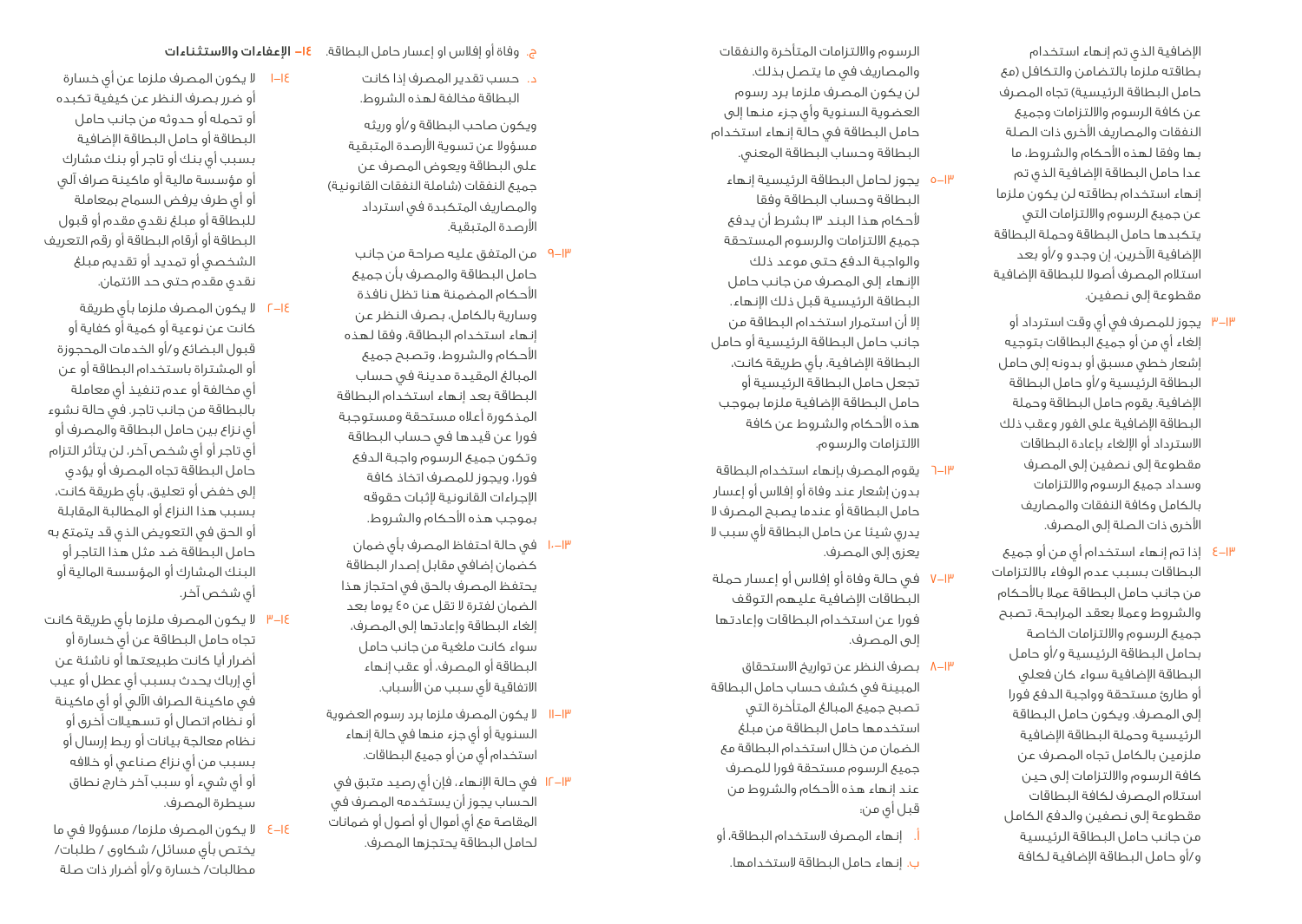الإضافية الذي تم إنهاء استخدام بطاقته ملزما بالتضامن والتكافل (مع حامل البطاقة الرئيسية) تجاه المصرف عن كافة الرسوم والالتزامات وجميع النفقات والمصاريف الأخرى ذات الصلة بها وفقا لهذه الأحكام والشروط، ما عدا حامل البطاقة الإضافية الذي تم إنهاء استخدام بطاقته لن يكون ملزما عن جميع الرسوم والالتزامات التي يتكبدها حامل البطاقة وحملة البطاقة الإضافية الآخرين، إن وجدوا و/أو بعد استلام المصرف أصولا للبطاقة الإضافية مقطوعة إلى نصفين.

١٣-٣ يجوز للمصرف في أي وقت استرداد أو إلغاء أي من أو جميع البطاقات بتوجيه إشعار خطي مسبق أو بدونه إلى حامل البطاقة الرئيسية و/أو حامل البطاقة الإضافية. يقوم حامل البطاقة وحملة البطاقة الإضافية على الفور وعقب ذلك الاسترداد أو الإلغاء بإعادة البطاقات مقطوعة إلى نصفين إلى المصرف وسداد جميع الرسوم والالتزامات بالكامل وكافة النفقات والمصاريف الأخرى ذات الصلة إلى المصرف.

١٣-٤ إذا تم إنهاء استخدام أي من أو جميع البطاقات بسبب عدم الوفاء بالالتزامات من جانب حامل البطاقة عملا بالأحكام والشروط وعملا بعقد المرابحة، تصبح جميع الرسوم والالتزامات الخاصة بحامل البطاقة الرئيسية و/أو حامل البطاقة الإضافية سواء كان فعلي أو طارئ مستحقة وواجبة الدفع فورا إلى المصرف. ويكون حامل البطاقة الرئيسية وحملة البطاقة الإضافية ملزمين بالكامل تجاه المصرف عن كافة الرسوم والالتزامات إلى حين استلام المصرف لكافة البطاقات مقطوعة إلى نصفين والدفع الكامل من جانب حامل البطاقة الرئيسية و/أو حامل البطاقة الإضافية لكافة الرسوم والالتزامات المتأخرة والنفقات والمصاريف في ما يتصل بذلك. لن يكون المصرف ملزما برد رسوم العضوية السنوية وأي جزء منها إلى حامل البطاقة في حالة إنهاء استخدام البطاقة وحساب البطاقة المعني.

١٣-٥ يجوز لحامل البطاقة الرئيسية إنهاء البطاقة وحساب البطاقة وفقا لأحكام هذا البند ١٣ بشرط أن يدفع جميع الالتزامات والرسوم المستحقة والواجبة الدفع حتى موعد ذلك الإنهاء إلى المصرف من جانب حامل البطاقة الرئيسية قبل ذلك الإنهاء. إلا أن استمرار استخدام البطاقة من جانب حامل البطاقة الرئيسية أو حامل البطاقة الإضافية، بأي طريقة كانت، تجعل حامل البطاقة الرئيسية أو حامل البطاقة الإضافية ملزما بموجب هذه الأحكام والشروط عن كافة الالتزامات والرسوم.

١٣-٦ يقوم المصرف بإنهاء استخدام البطاقة بدون إشعار عند وفاة أو إفلاس أو إعسار حامل البطاقة أو عندما يصبح المصرف لا يدري شيئا عن حامل البطاقة لأي سبب لا يعزى إلى المصرف.

١٣-٧ في حالة وفاة أو إفلاس أو إعسار حملة البطاقات الإضافية عليهم التوقف فورا عن استخدام البطاقات وإعادتها إلى المصرف.

١٣-٨ بصرف النظر عن تواريخ الاستحقاق المبينة في كشف حساب حامل البطاقة تصبح جميع المبالغ المتأخرة التي استخدمها حامل البطاقة من مبلغ الضمان من خلال استخدام البطاقة مع جميع الرسوم مستحقة فورا للمصرف عند إنهاء هذه الأحكام والشروط من قبل أي من:

أ. إنهاء المصرف لاستخدام البطاقة، أو

ب. إنهاء حامل البطاقة لاستخدامها.

ج. وفاة أو إفلاس او إعسار حامل البطاقة.

د. حسب تقدير المصرف إذا كانت البطاقة مخالفة لهذه الشروط.

ويكون صاحب البطاقة و/أو ورثته مسؤولا عن تسوية الأرصدة المتبقية على البطاقة ويعوض المصرف عن جميع النفقات (شاملة النفقات القانونية) والمصاريف المتكبدة في استرداد الأرصدة المتبقية.

١٣-٩ من المتفق عليه صراحة من جانب حامل البطاقة والمصرف بأن جميع الأحكام المضمنة هنا تظل نافذة وسارية بالكامل، بصرف النظر عن إنهاء استخدام البطاقة، وفقا لهذه الأحكام والشروط، وتصبح جميع المبالغ المقيدة مدينة في حساب البطاقة بعد إنهاء استخدام البطاقة المذكورة أعلاه مستحقة ومستوجبة فورا عن قيدها في حساب البطاقة وتكون جميع الرسوم واجبة الدفع فورا، ويجوز للمصرف اتخاذ كافة الإجراءات القانونية لإثبات حقوقه بموجب هذه الأحكام والشروط.

١٣-١٠ في حالة احتفاظ المصرف بأي ضمان كضمان إضافي مقابل إصدار البطاقة يحتفظ المصرف بالحق في احتجاز هذا الضمان لفترة لا تقل عن ٤٥ يوما بعد إلغاء البطاقة وإعادتها إلى المصرف، سواء كانت ملغية من جانب حامل البطاقة أو المصرف، أو عقب إنهاء الاتفاقية لأي سبب من الأسباب.

١٣-١١ لا يكون المصرف ملزما برد رسوم العضوية السنوية أو أي جزء منها في حالة إنهاء استخدام أي من أو جميع البطاقات.

١٣-١٢ في حالة الإنهاء، فإن أي رصيد متبق في الحساب يجوز أن يستخدمه المصرف في المقاصة مع أي أموال أو أصول أو ضمانات لحامل البطاقة يحتجزها المصرف.

## ١٤- الإعفاءات والاستثناءات

١٤-١ لا يكون المصرف ملزما عن أي خسارة أو ضرر بصرف النظر عن كيفية تكبده أو تحمله أو حدوثه من جانب حامل البطاقة أو حامل البطاقة الإضافية بسبب أي بنك أو تاجر أو بنك مشارك أو مؤسسة مالية أو ماكينة صراف آلي أو أي طرف يرفض السماح بمعاملة للبطاقة أو مبلغ نقدي مقدم أو قبول البطاقة أو أرقام البطاقة أو رقم التعريف الشخصي أو تمديد أو تقديم مبلغ نقدي مقدم حتى حد الائتمان.

١٤-٢ لا يكون المصرف ملزما بأي طريقة كانت عن نوعية أو كمية أو كفاية أو قبول البضائع و/أو الخدمات المحجوزة أو المشتراة باستخدام البطاقة أو عن أي مخالفة أو عدم تنفيذ أي معاملة بالبطاقة من جانب تاجر. في حالة نشوء أي نزاع بين حامل البطاقة والمصرف أو أي تاجر أو أي شخص آخر، لن يتأثر التزام حامل البطاقة تجاه المصرف أو يؤدي إلى خفض أو تعليق، بأي طريقة كانت، بسبب هذا النزاع أو المطالبة المقابلة أو الحق في التعويض الذي قد يتمتع به حامل البطاقة ضد مثل هذا التاجر أو البنك المشارك أو المؤسسة المالية أو أي شخص آخر.

١٤-٣ لا يكون المصرف ملزما بأي طريقة كانت تجاه حامل البطاقة عن أي خسارة أو أضرار أيا كانت طبيعتها أو ناشئة عن أي إرباك يحدث بسبب أي عطل أو عيب في ماكينة الصراف الآلي أو أي ماكينة أو نظام اتصال أو تسهيلات أخرى أو نظام معالجة بيانات أو ربط إرسال أو بسبب من أي نزاع صناعي أو خلافه أو أي شيء أو سبب آخر خارج نطاق سيطرة المصرف.

١٤-٤ لا يكون المصرف ملزما/ مسؤولا في ما يختص بأي مسائل/ شكاوى / طلبات/ مطالبات/ خسارة و/أو أضرار ذات صلة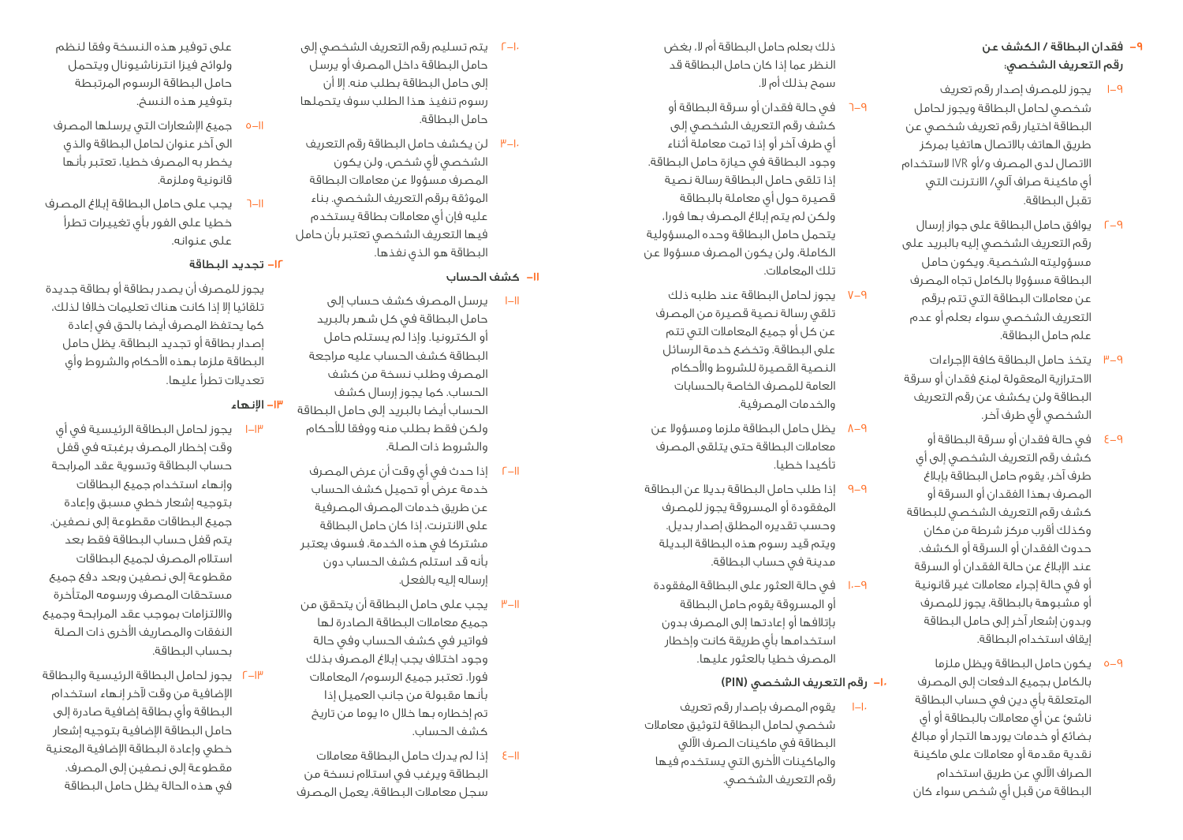## ٩- فقدان البطاقة / الكشف عن رقم التعريف الشخصي:

٩-١ يجوز للمصرف إصدار رقم تعريف شخصي لحامل البطاقة ويجوز لحامل البطاقة اختيار رقم تعريف شخصي عن طريق الهاتف بالاتصال هاتفيا بمركز الاتصال لدى المصرف و/أو IVR لاستخدام أي ماكينة صراف آلي/ الانترنت التي تقبل البطاقة.

٩-٢ يوافق حامل البطاقة على جواز إرسال رقم التعريف الشخصي إليه بالبريد على مسؤوليته الشخصية. ويكون حامل البطاقة مسؤولا بالكامل تجاه المصرف عن معاملات البطاقة التي تتم برقم التعريف الشخصي سواء بعلم أو عدم علم حامل البطاقة.

٩-٣ يتخذ حامل البطاقة كافة الإجراءات الاحترازية المعقولة لمنع فقدان أو سرقة البطاقة ولن يكشف عن رقم التعريف الشخصي لأي طرف آخر.

٩-٤ في حالة فقدان أو سرقة البطاقة أو كشف رقم التعريف الشخصي إلى أي طرف آخر، يقوم حامل البطاقة بإبلاغ المصرف بهذا الفقدان أو السرقة أو كشف رقم التعريف الشخصي للبطاقة وكذلك أقرب مركز شرطة من مكان حدوث الفقدان أو السرقة أو الكشف. عند الإبلاغ عن حالة الفقدان أو السرقة أو في حالة إجراء معاملات غير قانونية أو مشبوهة بالبطاقة، يجوز للمصرف وبدون إشعار آخر إلى حامل البطاقة إيقاف استخدام البطاقة.

٩-٥ يكون حامل البطاقة ويظل ملزما بالكامل بجميع الدفعات إلى المصرف المتعلقة بأي دين في حساب البطاقة ناشئ عن أي معاملات بالبطاقة أو أي بضائع أو خدمات يوردها التجار أو مبالغ نقدية مقدمة أو معاملات على ماكينة الصراف الآلي عن طريق استخدام البطاقة من قبل أي شخص سواء كان ذلك بعلم حامل البطاقة أم لا، بغض النظر عما إذا كان حامل البطاقة قد سمح بذلك أم لا.

٩-٦ في حالة فقدان أو سرقة البطاقة أو كشف رقم التعريف الشخصي إلى أي طرف آخر أو إذا تمت معاملة أثناء وجود البطاقة في حيازة حامل البطاقة. إذا تلقى حامل البطاقة رسالة نصية قصيرة حول أي معاملة بالبطاقة ولكن لم يتم إبلاغ المصرف بها فورا، يتحمل حامل البطاقة وحده المسؤولية الكاملة، ولن يكون المصرف مسؤولا عن تلك المعاملات.

٩-٧ يجوز لحامل البطاقة عند طلبه ذلك تلقي رسالة نصية قصيرة من المصرف عن كل أو جميع المعاملات التي تتم على البطاقة. وتخضع خدمة الرسائل النصية القصيرة للشروط والأحكام العامة للمصرف الخاصة بالحسابات والخدمات المصرفية.

٩-٨ يظل حامل البطاقة ملزما ومسؤولا عن معاملات البطاقة حتى يتلقى المصرف تأكيدا خطيا.

٩-٩ إذا طلب حامل البطاقة بديلا عن البطاقة المفقودة أو المسروقة يجوز للمصرف وحسب تقديره المطلق إصدار بديل. ويتم قيد رسوم هذه البطاقة البديلة مدينة في حساب البطاقة.

٩-١٠ في حالة العثور على البطاقة المفقودة أو المسروقة يقوم حامل البطاقة بإتلافها أو إعادتها إلى المصرف بدون استخدامها بأي طريقة كانت وإخطار المصرف خطيا بالعثور عليها.

## ١٠- رقم التعريف الشخصي (PIN)

١٠-١ يقوم المصرف بإصدار رقم تعريف شخصي لحامل البطاقة لتوثيق معاملات البطاقة في ماكينات الصرف الآلي والماكينات الأخرى التي يستخدم فيها رقم التعريف الشخصي.

١٠-٢ يتم تسليم رقم التعريف الشخصي إلى حامل البطاقة داخل المصرف أو يرسل إلى حامل البطاقة بطلب منه. إلا أن رسوم تنفيذ هذا الطلب سوف يتحملها حامل البطاقة.

١٠-٣ لن يكشف حامل البطاقة رقم التعريف الشخصي لأي شخص، ولن يكون المصرف مسؤولا عن معاملات البطاقة الموثقة برقم التعريف الشخصي. بناء عليه فإن أي معاملات بطاقة يستخدم فيها التعريف الشخصي تعتبر بأن حامل البطاقة هو الذي نفذها.

## ١١- كشف الحساب

١١-١ يرسل المصرف كشف حساب إلى حامل البطاقة في كل شهر بالبريد أو الكترونيا. وإذا لم يستلم حامل البطاقة كشف الحساب عليه مراجعة المصرف وطلب نسخة من كشف الحساب. كما يجوز إرسال كشف الحساب أيضا بالبريد إلى حامل البطاقة ولكن فقط بطلب منه ووفقا للأحكام والشروط ذات الصلة.

١١-٢ إذا حدث في أي وقت أن عرض المصرف خدمة عرض أو تحميل كشف الحساب عن طريق خدمات المصرف المصرفية على الانترنت، إذا كان حامل البطاقة مشتركا في هذه الخدمة، فسوف يعتبر بأنه قد استلم كشف الحساب دون إرساله إليه بالفعل.

١١-٣ يجب على حامل البطاقة أن يتحقق من جميع معاملات البطاقة الصادرة لها فواتير في كشف الحساب وفي حالة وجود اختلاف يجب إبلاغ المصرف بذلك فورا. تعتبر جميع الرسوم/ المعاملات بأنها مقبولة من جانب العميل إذا تم إخطاره بها خلال ١٥ يوما من تاريخ كشف الحساب.

١١-٤ إذا لم يدرك حامل البطاقة معاملات البطاقة ويرغب في استلام نسخة من سجل معاملات البطاقة، يعمل المصرف على توفير هذه النسخة وفقا لنظم ولوائح فيزا انترناشيونال ويتحمل حامل البطاقة الرسوم المرتبطة بتوفير هذه النسخ.

١١-٥ جميع الإشعارات التي يرسلها المصرف الى آخر عنوان لحامل البطاقة والذي يخطر به المصرف خطيا، تعتبر بأنها قانونية وملزمة.

١١-٦ يجب على حامل البطاقة إبلاغ المصرف خطيا على الفور بأي تغييرات تطرأ على عنوانه.

## ١٢- تجديد البطاقة

يجوز للمصرف أن يصدر بطاقة أو بطاقة جديدة تلقائيا إلا إذا كانت هناك تعليمات خلافا لذلك، كما يحتفظ المصرف أيضا بالحق في إعادة إصدار بطاقة أو تجديد البطاقة. يظل حامل البطاقة ملزما بهذه الأحكام والشروط وأي تعديلات تطرأ عليها.

## ١٣- الإنهاء

١٣-١ يجوز لحامل البطاقة الرئيسية في أي وقت إخطار المصرف برغبته في قفل حساب البطاقة وتسوية عقد المرابحة وإنهاء استخدام جميع البطاقات بتوجيه إشعار خطي مسبق وإعادة جميع البطاقات مقطوعة إلى نصفين. يتم قفل حساب البطاقة فقط بعد استلام المصرف لجميع البطاقات مقطوعة إلى نصفين وبعد دفع جميع مستحقات المصرف ورسومه المتأخرة والالتزامات بموجب عقد المرابحة وجميع النفقات والمصاريف الأخرى ذات الصلة بحساب البطاقة.

١٣-٢ يجوز لحامل البطاقة الرئيسية والبطاقة الإضافية من وقت لآخر إنهاء استخدام البطاقة وأي بطاقة إضافية صادرة إلى حامل البطاقة الإضافية بتوجيه إشعار خطي وإعادة البطاقة الإضافية المعنية مقطوعة إلى نصفين إلى المصرف. في هذه الحالة يظل حامل البطاقة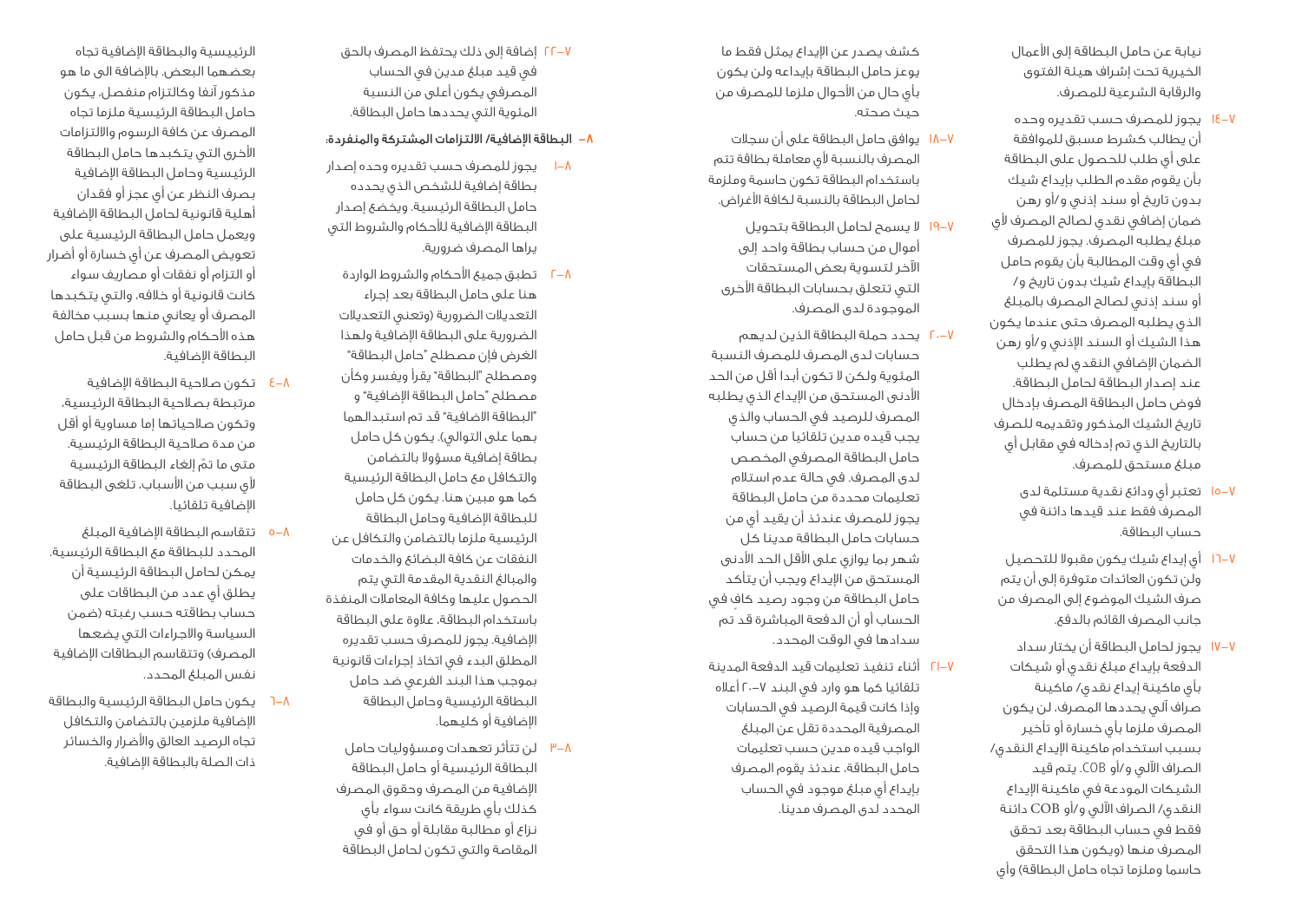نيابة عن حامل البطاقة إلى الأعمال الخيرية تحت إشراف هيئة الفتوى والرقابة الشرعية للمصرف.

٧–١٤ يجوز للمصرف حسب تقديره وحده أن يطالب كشرط مسبق للموافقة على أي طلب للحصول على البطاقة بأن يقوم مقدم الطلب بإيداع شيك بدون تاريخ أو سند إذني و/أو رهن ضمان إضافي نقدي لصالح المصرف لأي مبلغ يطلبه المصرف. يجوز للمصرف في أي وقت المطالبة بأن يقوم حامل البطاقة بإيداع شيك بدون تاريخ و/ أو سند إذني لصالح المصرف بالمبلغ الذي يطلبه المصرف حتى عندما يكون هذا الشيك أو السند الإذني و/أو رهن الضمان الإضافي النقدي لم يطلب عند إصدار البطاقة لحامل البطاقة. فوض حامل البطاقة المصرف بإدخال تاريخ الشيك المذكور وتقديمه للصرف بالتاريخ الذي تم إدخاله في مقابل أي مبلغ مستحق للمصرف.

٧–١٥ تعتبر أي ودائع نقدية مستلمة لدى المصرف فقط عند قيدها دائنة في حساب البطاقة.

٧–١٦ أي إيداع شيك يكون مقبولا للتحصيل ولن تكون العائدات متوفرة إلى أن يتم صرف الشيك الموضوع إلى المصرف من جانب المصرف القائم بالدفع.

٧–١٧ يجوز لحامل البطاقة أن يختار سداد الدفعة بإيداع مبلغ نقدي أو شيكات بأي ماكينة إيداع نقدي/ ماكينة صراف آلي يحددها المصرف. لن يكون المصرف ملزما بأي خسارة أو تأخير بسبب استخدام ماكينة الإيداع النقدي/ الصراف الآلي و/أو COB. يتم قيد الشيكات المودعة في ماكينة الإيداع النقدي/ الصراف الآلي و/أو COB دائنة فقط في حساب البطاقة بعد تحقق المصرف منها (ويكون هذا التحقق حاسما وملزما تجاه حامل البطاقة) وأي كشف يصدر عن الإيداع يمثل فقط ما يوعز حامل البطاقة بإيداعه ولن يكون بأي حال من الأحوال ملزما للمصرف من حيث صحته.

٧–١٨ يوافق حامل البطاقة على أن سجلات المصرف بالنسبة لأي معاملة بطاقة تتم باستخدام البطاقة تكون حاسمة وملزمة لحامل البطاقة بالنسبة لكافة الأغراض.

٧–١٩ لا يسمح لحامل البطاقة بتحويل أموال من حساب بطاقة واحد إلى الآخر لتسوية بعض المستحقات التي تتعلق بحسابات البطاقة الأخرى الموجودة لدى المصرف.

٧–٢٠ يحدد حملة البطاقة الذين لديهم حسابات لدى المصرف للمصرف النسبة المئوية ولكن لا تكون أبدا أقل من الحد الأدنى المستحق من الإيداع الذي يطلبه المصرف للرصيد في البطاقة والذي يجب قيده مدين تلقائيا من حساب حامل البطاقة المصرفي المخصص لدى المصرف. في حالة عدم استلام تعليمات محددة من حامل البطاقة يجوز للمصرف عندئذ أن يقيد أي من حسابات حامل البطاقة مدينا كل شهر بما يوازي على الأقل الحد الأدنى المستحق من الإيداع ويجب أن يتأكد حامل البطاقة من وجود رصيد كافٍ في الحساب أو أن الدفعة المباشرة قد تّم سدادها في الوقت المحدد.

٧–٢١ أثناء تنفيذ تعليمات قيد الدفعة المدينة تلقائيا كما هو وارد في البند ٧–٢٠ أعلاه وإذا كانت قيمة الرصيد في الحسابات المصرفية المحددة تقل عن المبلغ الواجب قيده مدين حسب تعليمات حامل البطاقة، عندئذ يقوم المصرف بإيداع أي مبلغ موجود في الحساب المحدد لدى المصرف مدينا.

٧–٢٢ إضافة إلى ذلك يحتفظ المصرف بالحق في قيد مبلغ مدين في الحساب المصرفي يكون أعلى من النسبة المئوية التي يحددها حامل البطاقة.

## ٨– البطاقة الإضافية/ الالتزامات المشتركة والمنفردة:

٨–١ يجوز للمصرف حسب تقديره وحده إصدار بطاقة إضافية للشخص الذي يحدده حامل البطاقة الرئيسية. ويخضع إصدار البطاقة الإضافية للأحكام والشروط التي يراها المصرف ضرورية.

٨–٢ تطبق جميع الأحكام والشروط الواردة هنا على حامل البطاقة بعد إجراء التعديلات الضرورية (وتعني التعديلات الضرورية على البطاقة الإضافية ولهذا الغرض فإن مصطلح "حامل البطاقة" ومصطلح "البطاقة" يقرأ ويفسر وكأن مصطلح "حامل البطاقة الإضافية" و "البطاقة الاضافية" قد تم استبدالهما بهما على التوالي). يكون كل حامل بطاقة إضافية مسؤولا بالتضامن والتكافل مع حامل البطاقة الرئيسية كما هو مبين هنا. يكون كل حامل للبطاقة الإضافية وحامل البطاقة الرئيسية ملزما بالتضامن والتكافل عن النفقات عن كافة البضائع والخدمات والمبالغ النقدية المقدمة التي يتم الحصول عليها وكافة المعاملات المنفذة باستخدام البطاقة، علاوة على البطاقة الإضافية. يجوز للمصرف حسب تقديره المطلق البدء في اتخاذ إجراءات قانونية بموجب هذا البند الفرعي ضد حامل البطاقة الرئيسية وحامل البطاقة الإضافية أو كليهما.

٨–٣ لن تتأثر تعهدات ومسؤوليات حامل البطاقة الرئيسية أو حامل البطاقة الإضافية من المصرف وحقوق المصرف كذلك بأي طريقة كانت سواء بأي نزاع أو مطالبة مقابلة أو حق أو في المقاصة والتي تكون لحامل البطاقة الرئيسية والبطاقة الإضافية تجاه بعضهما البعض. بالإضافة الى ما هو مذكور آنفا وكالتزام منفصل، يكون حامل البطاقة الرئيسية ملزما تجاه المصرف عن كافة الرسوم والالتزامات الأخرى التي يتكبدها حامل البطاقة الرئيسية وحامل البطاقة الإضافية بصرف النظر عن أي عجز أو فقدان أهلية قانونية لحامل البطاقة الإضافية ويعمل حامل البطاقة الرئيسية على تعويض المصرف عن أي خسارة أو أضرار أو التزام أو نفقات أو مصاريف سواء كانت قانونية أو خلافه، والتي يتكبدها المصرف أو يعاني منها بسبب مخالفة هذه الأحكام والشروط من قبل حامل البطاقة الإضافية.

٨–٤ تكون صلاحية البطاقة الإضافية مرتبطة بصلاحية البطاقة الرئيسية، وتكون صلاحياتها إما مساوية أو أقل من مدة صلاحية البطاقة الرئيسية. متى ما تمّ إلغاء البطاقة الرئيسية لأي سبب من الأسباب، تلغى البطاقة الإضافية تلقائيا.

٨–٥ تتقاسم البطاقة الإضافية المبلغ المحدد للبطاقة مع البطاقة الرئيسية. يمكن لحامل البطاقة الرئيسية أن يطلق أي عدد من البطاقات على حساب بطاقته حسب رغبته (ضمن السياسة والاجراءات التي يضعها المصرف) وتتقاسم البطاقات الإضافية نفس المبلغ المحدد.

٨–٦ يكون حامل البطاقة الرئيسية والبطاقة الإضافية ملزمين بالتضامن والتكافل تجاه الرصيد العالق والأضرار والخسائر ذات الصلة بالبطاقة الإضافية.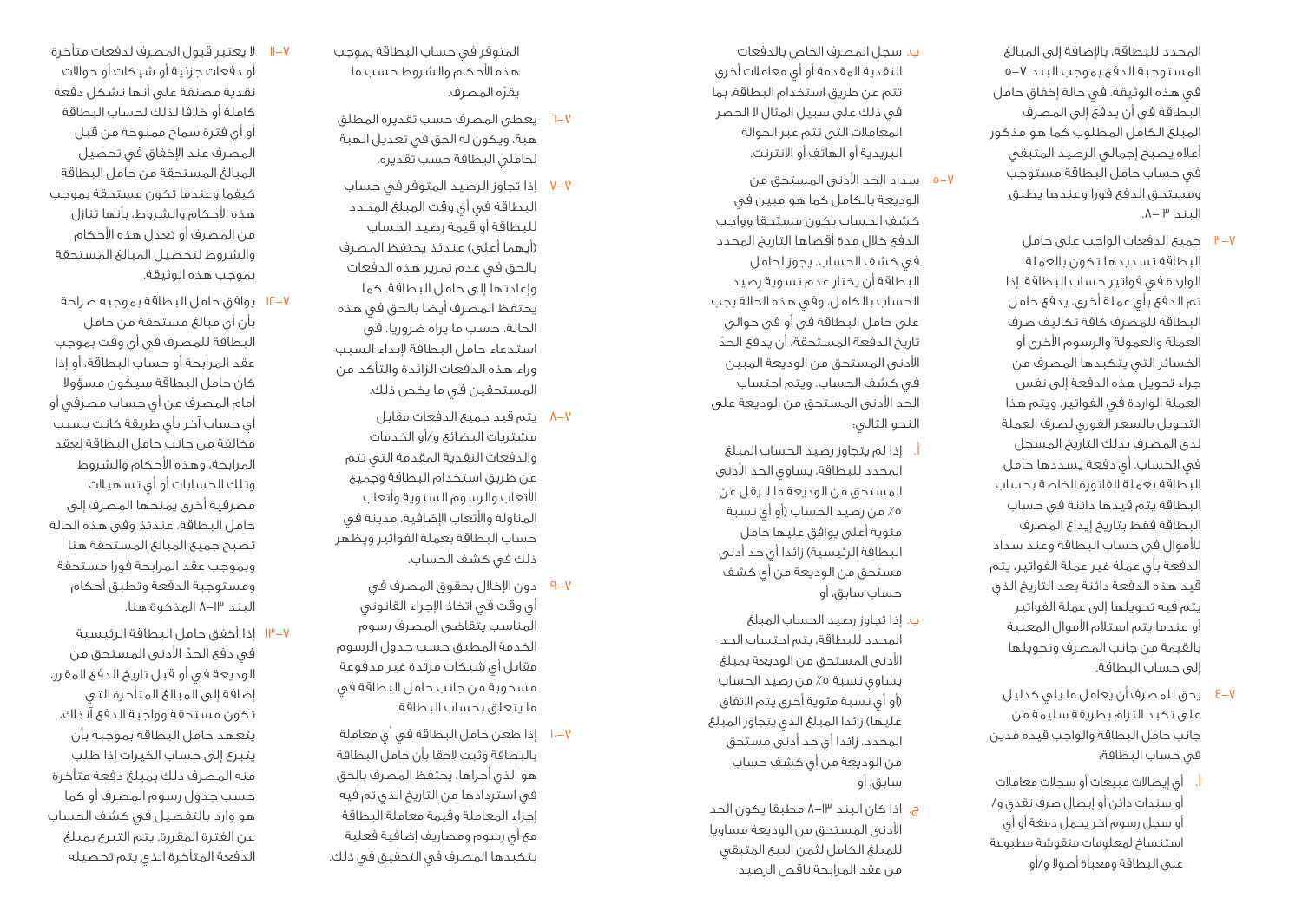المحدد للبطاقة، بالإضافة إلى المبالغ المستوجبة الدفع بموجب البند ٧-٥ في هذه الوثيقة. في حالة إخفاق حامل البطاقة في أن يدفع إلى المصرف المبلغ الكامل المطلوب كما هو مذكور أعلاه يصبح إجمالي الرصيد المتبقي في حساب حامل البطاقة مستوجب ومستحق الدفع فورا وعندها يطبق البند ١٣-٨.

٧-٣ جميع الدفعات الواجب على حامل البطاقة تسديدها تكون بالعملة الواردة في فواتير حساب البطاقة. إذا تم الدفع بأي عملة أخرى، يدفع حامل البطاقة للمصرف كافة تكاليف صرف العملة والعمولة والرسوم الأخرى أو الخسائر التي يتكبدها المصرف من جراء تحويل هذه الدفعة إلى نفس العملة الواردة في الفواتير. ويتم هذا التحويل بالسعر الفوري لصرف العملة لدى المصرف بذلك التاريخ المسجل في الحساب. أي دفعة يسددها حامل البطاقة بعملة الفاتورة الخاصة بحساب البطاقة يتم قيدها دائنة في حساب البطاقة فقط بتاريخ إيداع المصرف للأموال في حساب البطاقة وعند سداد الدفعة بأي عملة غير عملة الفواتير، يتم قيد هذه الدفعة دائنة بعد التاريخ الذي يتم فيه تحويلها إلى عملة الفواتير أو عندما يتم استلام الأموال المعنية بالقيمة من جانب المصرف وتحويلها إلى حساب البطاقة.

٧-٤ يحق للمصرف أن يعامل ما يلي كدليل على تكبد التزام بطريقة سليمة من جانب حامل البطاقة والواجب قيده مدين في حساب البطاقة:

أ. أي إيصالات مبيعات أو سجلات معاملات أو سندات دائن أو إيصال صرف نقدي و/ أو سجل رسوم آخر يحمل دمغة أو أي استنساخ لمعلومات منقوشة مطبوعة على البطاقة ومعبأة أصولا و/أو

ب. سجل المصرف الخاص بالدفعات النقدية المقدمة أو أي معاملات أخرى تتم عن طريق استخدام البطاقة، بما في ذلك على سبيل المثال لا الحصر المعاملات التي تتم عبر الحوالة البريدية أو الهاتف أو الانترنت.

٧-٥ سداد الحد الأدنى المستحق من الوديعة بالكامل كما هو مبين في كشف الحساب يكون مستحقا وواجب الدفع خلال مدة أقصاها التاريخ المحدد في كشف الحساب. يجوز لحامل البطاقة أن يختار عدم تسوية رصيد الحساب بالكامل، وفي هذه الحالة يجب على حامل البطاقة في أو في حوالي تاريخ الدفعة المستحقة، أن يدفع الحدّ الأدنى المستحق من الوديعة المبين في كشف الحساب. ويتم احتساب الحد الأدنى المستحق من الوديعة على النحو التالي:

أ. إذا لم يتجاوز رصيد الحساب المبلغ المحدد للبطاقة، يساوي الحد الأدنى المستحق من الوديعة ما لا يقل عن ٥٪ من رصيد الحساب (أو أي نسبة مئوية أعلى يوافق عليها حامل البطاقة الرئيسية) زائدا أي حد أدنى مستحق من الوديعة من أي كشف حساب سابق، أو

ب. إذا تجاوز رصيد الحساب المبلغ المحدد للبطاقة، يتم احتساب الحد الأدنى المستحق من الوديعة بمبلغ يساوي نسبة ٥٪ من رصيد الحساب (أو أي نسبة مئوية أخرى يتم الاتفاق عليها) زائدا المبلغ الذي يتجاوز المبلغ المحدد، زائدا أي حد أدنى مستحق من الوديعة من أي كشف حساب سابق، أو

ج. اذا كان البند ١٣-٨ مطبقا يكون الحد الأدنى المستحق من الوديعة مساويا للمبلغ الكامل لثمن البيع المتبقي من عقد المرابحة ناقص الرصيد المتوفر في حساب البطاقة بموجب هذه الأحكام والشروط حسب ما يقرّه المصرف.

٧-٦ يعطي المصرف حسب تقديره المطلق هبة، ويكون له الحق في تعديل الهبة لحاملي البطاقة حسب تقديره.

٧-٧ إذا تجاوز الرصيد المتوفر في حساب البطاقة في أي وقت المبلغ المحدد للبطاقة أو قيمة رصيد الحساب (أيهما أعلى) عندئذ يحتفظ المصرف بالحق في عدم تمرير هذه الدفعات وإعادتها إلى حامل البطاقة. كما يحتفظ المصرف أيضا بالحق في هذه الحالة، حسب ما يراه ضروريا، في استدعاء حامل البطاقة لإبداء السبب وراء هذه الدفعات الزائدة والتأكد من المستحقين في ما يخص ذلك.

٧-٨ يتم قيد جميع الدفعات مقابل مشتريات البضائع و/أو الخدمات والدفعات النقدية المقدمة التي تتم عن طريق استخدام البطاقة وجميع الأتعاب والرسوم السنوية وأتعاب المناولة والأتعاب الإضافية، مدينة في حساب البطاقة بعملة الفواتير ويظهر ذلك في كشف الحساب.

٧-٩ دون الإخلال بحقوق المصرف في أي وقت في اتخاذ الإجراء القانوني المناسب يتقاضى المصرف رسوم الخدمة المطبق حسب جدول الرسوم مقابل أي شيكات مرتدة غير مدفوعة مسحوبة من جانب حامل البطاقة في ما يتعلق بحساب البطاقة.

٧-١٠ إذا طعن حامل البطاقة في أي معاملة بالبطاقة وثبت لاحقا بأن حامل البطاقة هو الذي أجراها، يحتفظ المصرف بالحق في استردادها من التاريخ الذي تم فيه إجراء المعاملة وقيمة معاملة البطاقة مع أي رسوم ومصاريف إضافية فعلية يتكبدها المصرف في التحقيق في ذلك.

٧-١١ لا يعتبر قبول المصرف لدفعات متأخرة أو دفعات جزئية أو شيكات أو حوالات نقدية مصنفة على أنها تشكل دفعة كاملة أو خلافا لذلك لحساب البطاقة أو أي فترة سماح ممنوحة من قبل المصرف عند الإخفاق في تحصيل المبالغ المستحقة من حامل البطاقة كيفما وعندما تكون مستحقة بموجب هذه الأحكام والشروط، بأنها تنازل من المصرف أو تعدل هذه الأحكام والشروط لتحصيل المبالغ المستحقة بموجب هذه الوثيقة.

٧-١٢ يوافق حامل البطاقة بموجبه صراحة بأن أي مبالغ مستحقة من حامل البطاقة للمصرف في أي وقت بموجب عقد المرابحة أو حساب البطاقة، أو إذا كان حامل البطاقة سيكون مسؤولا أمام المصرف عن أي حساب مصرفي أو أي حساب آخر بأي طريقة كانت بسبب مخالفة من جانب حامل البطاقة لعقد المرابحة، وهذه الأحكام والشروط وتلك الحسابات أو أي تسهيلات مصرفية أخرى يمنحها المصرف إلى حامل البطاقة، عندئذ وفي هذه الحالة تصبح جميع المبالغ المستحقة هنا وبموجب عقد المرابحة فورا مستحقة ومستوجبة الدفعة وتطبق أحكام البند ١٣-٨ المذكورة هنا.

٧-١٣ إذا أخفق حامل البطاقة الرئيسية في دفع الحدّ الأدنى المستحق من الوديعة في أو قبل تاريخ الدفع المقرر، إضافة إلى المبالغ المتأخرة التي تكون مستحقة وواجبة الدفع آنذاك، يتعهد حامل البطاقة بموجبه بأن يتبرع إلى حساب الخيرات إذا طلب منه المصرف ذلك بمبلغ دفعة متأخرة حسب جدول رسوم المصرف أو كما هو وارد بالتفصيل في كشف الحساب عن الفترة المقررة. يتم التبرع بمبلغ الدفعة المتأخرة الذي يتم تحصيله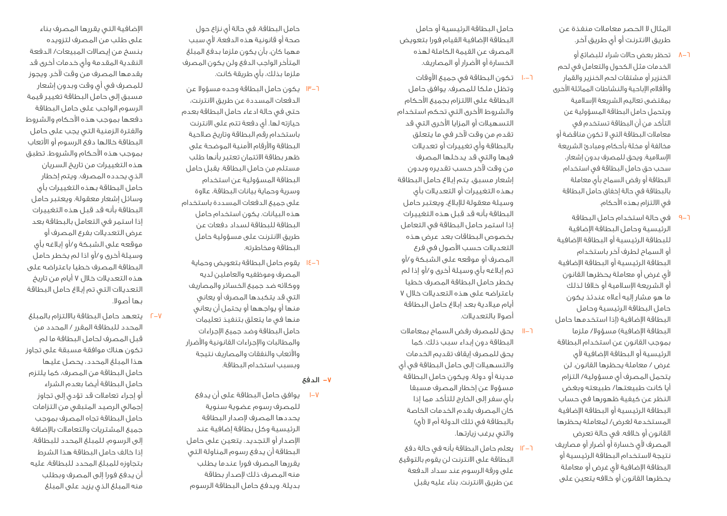المثال لا الحصر معاملات منفذة عن طريق الانترنت أو أي طريق آخر.

٦-٨ تحظر بعض حالات شراء للبضائع أو الخدمات مثل الكحول والتعامل في لحم الخنزير أو مشتقات لحم الخنزير والقمار والأفلام الإباحية والنشاطات المماثلة الأخرى بمقتضى تعاليم الشريعة الإسلامية ويتحمل حامل البطاقة المسؤولية عن التأكد من أن البطاقة تستخدم في معاملات البطاقة التي لا تكون مناقضة أو مخالفة أو مخلة بأحكام ومبادئ الشريعة الإسلامية. ويحق للمصرف بدون إشعار، سحب حق حامل البطاقة في استخدام البطاقة أو رفض السماح بأي معاملة بالبطاقة في حالة إخفاق حامل البطاقة في الالتزام بهذه الأحكام.

٦-٩ في حالة استخدام حامل البطاقة الرئيسية وحامل البطاقة الإضافية للبطاقة الرئيسية أو البطاقة الإضافية أو السماح لطرف آخر باستخدام البطاقة الرئيسية أو البطاقة الإضافية لأي غرض أو معاملة يحظرها القانون أو الشريعة الإسلامية أو خلافا لذلك ما هو مشار إليه أعلاه عندئذ يكون حامل البطاقة الرئيسية وحامل البطاقة الإضافية (إذا استخدمها حامل البطاقة الإضافية) مسؤولا/ ملزما بموجب القانون عن استخدام البطاقة الرئيسية أو البطاقة الإضافية لأي غرض / معاملة يحظرها القانون. لن يتحمل المصرف أي مسؤولية/ التزام أيا كانت طبيعتها/ طبيعته وبغض النظر عن كيفية ظهورها في حساب البطاقة الرئيسية أو البطاقة الإضافية المستخدمة لغرض/ لمعاملة يحظرها القانون أو خلافه. في حالة تعرض المصرف لأي خسارة أو أضرار أو مصاريف نتيجة لاستخدام البطاقة الرئيسية أو البطاقة الإضافية لأي غرض أو معاملة يحظرها القانون أو خلافه يتعين على حامل البطاقة الرئيسية أو حامل البطاقة الإضافية القيام فورا بتعويض المصرف عن القيمة الكاملة لهذه الخسارة أو الأضرار أو المصاريف.

٦-١٠ تكون البطاقة في جميع الأوقات وتظل ملكا للمصرف. يوافق حامل البطاقة على الالتزام بجميع الأحكام والشروط الأخرى التي تحكم استخدام التسهيلات أو المزايا الأخرى التي قد تقدم من وقت لآخر في ما يتعلق بالبطاقة وأي تغييرات أو تعديلات فيها والتي قد يدخلها المصرف من وقت لآخر حسب تقديره وبدون إشعار مسبق. يتم إبلاغ حامل البطاقة بهذه التغييرات أو التعديلات بأي وسيلة معقولة للإبلاغ، ويعتبر حامل البطاقة بأنه قد قبل هذه التغييرات إذا استمر حامل البطاقة في التعامل بخصوص البطاقات بعد عرض هذه التعديلات حسب الأصول في فرع المصرف أو موقعه على الشبكة و/أو تم إبلاغه بأي وسيلة أخرى و/أو إذا لم يخطر حامل البطاقة المصرف خطيا باعتراضه على هذه التعديلات خلال ٧ أيام ميلادية بعد إبلاغ حامل البطاقة أصولا بالتعديلات.

٦-١١ يحق للمصرف رفض السماح بمعاملات البطاقة دون إبداء سبب ذلك. كما يحق للمصرف إيقاف تقديم الخدمات والتسهيلات إلى حامل البطاقة في أي مدينة أو دولة. ويكون حامل البطاقة مسؤولا عن إخطار المصرف مسبقا بأي سفر إلى الخارج للتأكد مما إذا كان المصرف يقدم الخدمات الخاصة بالبطاقة في تلك الدولة أم لا (أي) والتي يرغب زيارتها.

٦-١٢ يعلم حامل البطاقة بأنه في حالة دفع البطاقة على الانترنت لن يقوم بالتوقيع على ورقة الرسوم عند سداد الدفعة عن طريق الانترنت. بناء عليه يقبل حامل البطاقة، في حالة أي نزاع حول صحة أو قانونية هذه الدفعة، لأي سبب مهما كان، بأن يكون ملزما بدفع المبلغ المتأخر الواجب الدفع ولن يكون المصرف ملزما بذلك، بأي طريقة كانت.

٦-١٣ يكون حامل البطاقة وحده مسؤولا عن الدفعات المسددة عن طريق الانترنت، حتى في حالة ادعاء حامل البطاقة بعدم حيازته لها. أي دفعة تتم على الانترنت باستخدام رقم البطاقة وتاريخ صلاحية البطاقة والأرقام الأمنية الموضحة على ظهر بطاقة الائتمان تعتبر بأنها طلب مستلم من حامل البطاقة. يقبل حامل البطاقة المسؤولية عن استخدام وسرية وحماية بيانات البطاقة، علاوة على جميع الدفعات المسددة باستخدام هذه البيانات. يكون استخدام حامل البطاقة للبطاقة لسداد دفعات عن طريق الانترنت على مسؤولية حامل البطاقة ومخاطرته.

٦-١٤ يقوم حامل البطاقة بتعويض وحماية المصرف وموظفيه والعاملين لديه ووكلائه ضد جميع الخسائر والمصاريف التي قد يتكبدها المصرف أو يعاني منها أو يواجهها أو يحتمل أن يعاني منها في ما يتعلق بتنفيذ تعليمات حامل البطاقة وضد جميع الإجراءات والمطالبات والإجراءات القانونية والأضرار والأتعاب والنفقات والمصاريف نتيجة وبسبب استخدام البطاقة.

## ٧- الدفع

٧-١ يوافق حامل البطاقة على أن يدفع للمصرف رسوم عضوية سنوية يحددها المصرف لإصدار البطاقة الرئيسية وكل بطاقة إضافية عند الإصدار أو التجديد. يتعين على حامل البطاقة أن يدفع رسوم المناولة التي يقررها المصرف فورا عندما يطلب منه المصرف ذلك لإصدار بطاقة بديلة. ويدفع حامل البطاقة الرسوم الإضافية التي يقررها المصرف بناء على طلب من المصرف لتزويده بنسخ من إيصالات المبيعات/ الدفعة النقدية المقدمة وأي خدمات أخرى قد يقدمها المصرف من وقت لآخر. ويجوز للمصرف في أي وقت وبدون إشعار مسبق إلى حامل البطاقة تغيير قيمة الرسوم الواجب على حامل البطاقة دفعها بموجب هذه الأحكام والشروط والفترة الزمنية التي يجب على حامل البطاقة خلالها دفع الرسوم أو الأتعاب بموجب هذه الأحكام والشروط. تطبق هذه التغييرات من تاريخ السريان الذي يحدده المصرف. ويتم إخطار حامل البطاقة بهذه التغييرات بأي وسائل إشعار معقولة. ويعتبر حامل البطاقة بأنه قد قبل هذه التغييرات إذا استمر في التعامل بالبطاقة بعد عرض التعديلات بفرع المصرف أو موقعه على الشبكة و/أو إبلاغه بأي وسيلة أخرى و/أو اذا لم يخطر حامل البطاقة المصرف خطيا باعتراضه على هذه التعديلات خلال ٧ أيام من تاريخ التعديلات التي تم إبلاغ حامل البطاقة بها أصولا.

٧-٢ يتعهد حامل البطاقة بالالتزام بالمبلغ المحدد للبطاقة المقرر / المحدد من قبل المصرف لحامل البطاقة ما لم تكون هناك موافقة مسبقة على تجاوز هذا المبلغ المحدد، يحصل عليها حامل البطاقة من المصرف، كما يلتزم حامل البطاقة أيضا بعدم الشراء أو إجراء تعاملات قد تؤدي إلى تجاوز إجمالي الرصيد المتبقي من التزامات حامل البطاقة تجاه المصرف بموجب جميع المشتريات والتعاملات بالإضافة إلى الرسوم، للمبلغ المحدد للبطاقة. إذا خالف حامل البطاقة هذا الشرط بتجاوزه للمبلغ المحدد للبطاقة، عليه أن يدفع فورا إلى المصرف وبطلب منه المبلغ الذي يزيد على المبلغ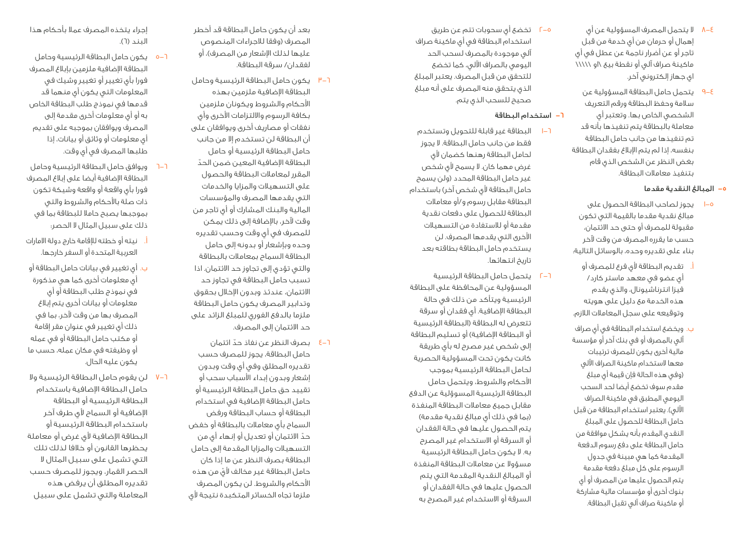٤-٨ لا يتحمل المصرف المسؤولية عن أي إهمال أو حرمان من أي خدمة من قبل تاجر أو عن أضرار ناجمة عن عطل في أي ماكينة صراف آلي أو نقطة بيع \او \\\\\ اي جهاز إلكتروني آخر.

٤-٩ يتحمل حامل البطاقة المسؤولية عن سلامة وحفظ البطاقة ورقم التعريف الشخصي الخاص بها. وتعتبر أي معاملة بالبطاقة يتم تنفيذها بأنه قد تم تنفيذها من جانب حامل البطاقة بنفسه، إذا لم يتم الإبلاغ بفقدان البطاقة بغض النظر عن الشخص الذي قام بتنفيذ معاملات البطاقة.

## ٥- المبالغ النقدية مقدما

٥-١ يجوز لصاحب البطاقة الحصول على مبالغ نقدية مقدما بالقيمة التي تكون مقبولة للمصرف أو حتى حد الائتمان، حسب ما يقرره المصرف من وقت لآخر بناء على تقديره وحده، بالوسائل التالية:

أ. تقديم البطاقة لأي فرع للمصرف أو أي عضو في معهد ماستر كارد/ فيزا انترناشيونال، والذي يقدم هذه الخدمة مع دليل على هويته وتوقيعه على سجل المعاملات اللازم.

ب. ويخضع استخدام البطاقة في أي صراف آلي بالمصرف أو في بنك آخر أو مؤسسة مالية أخرى يكون للمصرف ترتيبات معها لاستخدام ماكينة الصراف الآلي (وفي هذه الحالة فإن قيمة أي مبلغ مقدم سوف تخضع أيضا لحد السحب اليومي المطبق في ماكينة الصراف الآلي). يعتبر استخدام البطاقة من قبل حامل البطاقة للحصول على المبلغ النقدي المقدم بأنه يشكل موافقة من حامل البطاقة على دفع رسوم الدفعة المقدمة كما هي مبينة في جدول الرسوم على كل مبلغ دفعة مقدمة يتم الحصول عليها من المصرف أو أي بنوك أخرى أو مؤسسات مالية مشاركة أو ماكينة صراف آلي تقبل البطاقة.

٥-٢ تخضع أي سحوبات تتم عن طريق استخدام البطاقة في أي ماكينة صراف آلي موجودة بالمصرف لسحب الحد اليومي بالصراف الآلي، كما تخضع للتحقق من قبل المصرف. يعتبر المبلغ الذي يتحقق منه المصرف على أنه مبلغ صحيح للسحب الذي يتم.

## ٦- استخدام البطاقة

٦-١ البطاقة غير قابلة للتحويل وتستخدم فقط من جانب حامل البطاقة. لا يجوز لحامل البطاقة رهنها كضمان لأي غرض مهما كان. لا يسمح لأي شخص غير حامل البطاقة المحدد (ولن يسمح حامل البطاقة لأي شخص آخر) باستخدام البطاقة مقابل رسوم و/أو معاملات البطاقة للحصول على دفعات نقدية مقدمة أو للاستفادة من التسهيلات الأخرى التي يقدمها المصرف. لن يستخدم حامل البطاقة بطاقته بعد تاريخ انتهائها.

٦-٢ يتحمل حامل البطاقة الرئيسية المسؤولية عن المحافظة على البطاقة الرئيسية ويتأكد من ذلك في حالة البطاقة الإضافية. أي فقدان أو سرقة تتعرض له البطاقة (البطاقة الرئيسية أو البطاقة الإضافية) أو تسليم البطاقة إلى شخص غير مصرح له بأي طريقة كانت يكون تحت المسؤولية الحصرية لحامل البطاقة الرئيسية بموجب الأحكام والشروط، ويتحمل حامل البطاقة الرئيسية المسؤولية عن الدفع مقابل جميع معاملات البطاقة المنفذة (بما في ذلك أي مبالغ نقدية مقدمة) يتم الحصول عليها في حالة الفقدان أو السرقة أو الاستخدام غير المصرح به. لا يكون حامل البطاقة الرئيسية مسؤولا عن معاملات البطاقة المنفذة أو المبالغ النقدية المقدمة التي يتم الحصول عليها في حالة الفقدان أو السرقة أو الاستخدام غير المصرح به بعد أن يكون حامل البطاقة قد أخطر المصرف (وفقا للاجراءات المنصوص عليها لذلك الإشعار من المصرف)، أو لفقدان/ سرقة البطاقة.

٦-٣ يكون حامل البطاقة الرئيسية وحامل البطاقة الإضافية ملزمين بهذه الأحكام والشروط ويكونان ملزمين بكافة الرسوم والالتزامات الأخرى وأي نفقات أو مصاريف أخرى ويوافقان على أن البطاقة لن تستخدم إلا من جانب حامل البطاقة الرئيسية أو حامل البطاقة الإضافية المعين ضمن الحدّ المقرر لمعاملات البطاقة والحصول على التسهيلات والمزايا والخدمات التي يقدمها المصرف والمؤسسات المالية والبنك المشارك أو أي تاجر من وقت لآخر. بالإضافة إلى ذلك يمكن للمصرف في أي وقت وحسب تقديره وحده وبإشعار أو بدونه إلى حامل البطاقة السماح بمعاملات بالبطاقة والتي تؤدي إلى تجاوز حد الائتمان. اذا تسبب حامل البطاقة في تجاوز حد الائتمان، عندئذ وبدون الإخلال بحقوق وتدابير المصرف يكون حامل البطاقة ملزما بالدفع الفوري للمبلغ الزائد على حد الائتمان إلى المصرف.

٦-٤ بصرف النظر عن نفاذ حدّ ائتمان حامل البطاقة، يجوز للمصرف حسب تقديره المطلق وفي أي وقت وبدون إشعار وبدون إبداء الأسباب سحب أو تقييد حق حامل البطاقة الرئيسية أو حامل البطاقة الإضافية في استخدام البطاقة أو حساب البطاقة ورفض السماح بأي معاملات بالبطاقة أو خفض حدّ الائتمان أو تعديل أو إنهاء أي من التسهيلات والمزايا المقدمة إلى حامل البطاقة بصرف النظر عن ما إذا كان حامل البطاقة غير مخالف لأيّ من هذه الأحكام والشروط. لن يكون المصرف ملزما تجاه الخسائر المتكبدة نتيجة لأي إجراء يتخذه المصرف عملا بأحكام هذا البند (٦).

٦-٥ يكون حامل البطاقة الرئيسية وحامل البطاقة الإضافية ملزمين بإبلاغ المصرف فورا بأي تغيير أو تغيير وشيك في المعلومات التي يكون أي منهما قد قدمها في نموذج طلب البطاقة الخاص به أو أي معلومات أخرى مقدمة إلى المصرف ويوافقان بموجبه على تقديم أي معلومات أو وثائق أو بيانات، إذا طلبها المصرف في أي وقت.

٦-٦ ويوافق حامل البطاقة الرئيسية وحامل البطاقة الإضافية أيضا على إبلاغ المصرف فورا بأي واقعة أو واقعة وشيكة تكون ذات صلة بالأحكام والشروط والتي بموجبها يصبح حاملا للبطاقة بما في ذلك على سبيل المثال لا الحصر:

أ. نيته أو خطته للإقامة خارج دولة الامارات العربية المتحدة أو السفر خارجها.

ب. أي تغيير في بيانات حامل البطاقة أو أي معلومات أخرى كما هي مذكورة في نموذج طلب البطاقة أو أي معلومات أو بيانات أخرى يتم إبلاغ المصرف بها من وقت لآخر، بما في ذلك أي تغيير في عنوان مقر إقامة أو مكتب حامل البطاقة أو في عمله أو وظيفته أو في مكان عمله، حسب ما يكون عليه الحال.

٦-٧ لن يقوم حامل البطاقة الرئيسية ولا حامل البطاقة الإضافية باستخدام البطاقة الرئيسية أو البطاقة الإضافية أو السماح لأي طرف آخر باستخدام البطاقة الرئيسية أو البطاقة الإضافية لأي غرض أو معاملة يحظرها القانون أو خلافا لذلك تلك التي تشمل على سبيل المثال لا الحصر القمار، ويجوز للمصرف حسب تقديره المطلق أن يرفض هذه المعاملة والتي تشمل على سبيل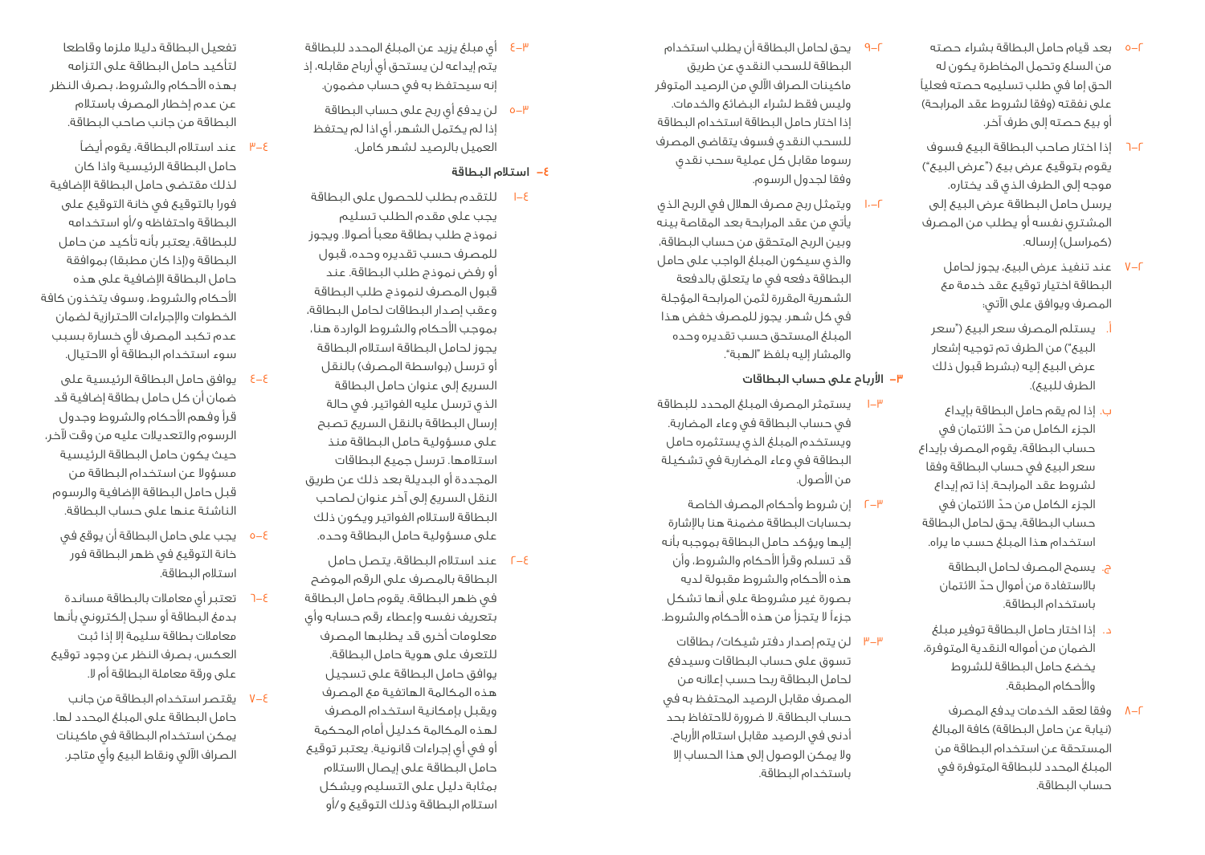٢-٥ بعد قيام حامل البطاقة بشراء حصته من السلع وتحمل المخاطرة يكون له الحق إما في طلب تسليمه حصته فعلياً على نفقته (وفقا لشروط عقد المرابحة) أو بيع حصته إلى طرف آخر.

٢-٦ إذا اختار صاحب البطاقة البيع فسوف يقوم بتوقيع عرض بيع ("عرض البيع") موجه إلى الطرف الذي قد يختاره. يرسل حامل البطاقة عرض البيع إلى المشتري نفسه أو يطلب من المصرف (كمراسل) إرساله.

٢-٧ عند تنفيذ عرض البيع، يجوز لحامل البطاقة اختيار توقيع عقد خدمة مع المصرف ويوافق على الآتي:

أ. يستلم المصرف سعر البيع ("سعر البيع") من الطرف تم توجيه إشعار عرض البيع إليه (بشرط قبول ذلك الطرف للبيع).

ب. إذا لم يقم حامل البطاقة بإيداع الجزء الكامل من حدّ الائتمان في حساب البطاقة، يقوم المصرف بإيداع سعر البيع في حساب البطاقة وفقا لشروط عقد المرابحة. إذا تم إيداع الجزء الكامل من حدّ الائتمان في حساب البطاقة، يحق لحامل البطاقة استخدام هذا المبلغ حسب ما يراه.

ج. يسمح المصرف لحامل البطاقة بالاستفادة من أموال حدّ الائتمان باستخدام البطاقة.

د. إذا اختار حامل البطاقة توفير مبلغ الضمان من أمواله النقدية المتوفرة، يخضع حامل البطاقة للشروط والأحكام المطبقة.

٢-٨ وفقا لعقد الخدمات يدفع المصرف (نيابة عن حامل البطاقة) كافة المبالغ المستحقة عن استخدام البطاقة من المبلغ المحدد للبطاقة المتوفرة في حساب البطاقة.

٢-٩ يحق لحامل البطاقة أن يطلب استخدام البطاقة للسحب النقدي عن طريق ماكينات الصراف الآلي من الرصيد المتوفر وليس فقط لشراء البضائع والخدمات. إذا اختار حامل البطاقة استخدام البطاقة للسحب النقدي فسوف يتقاضى المصرف رسوما مقابل كل عملية سحب نقدي وفقا لجدول الرسوم.

٢-١٠ ويتمثل ربح مصرف الهلال في الربح الذي يأتي من عقد المرابحة بعد المقاصة بينه وبين الربح المتحقق من حساب البطاقة، والذي سيكون المبلغ الواجب على حامل البطاقة دفعه في ما يتعلق بالدفعة الشهرية المقررة لثمن المرابحة المؤجلة في كل شهر. يجوز للمصرف خفض هذا المبلغ المستحق حسب تقديره وحده والمشار إليه بلفظ "الهبة".

## ٣- الأرباح على حساب البطاقات

٣-١ يستثمر المصرف المبلغ المحدد للبطاقة في حساب البطاقة في وعاء المضاربة. ويستخدم المبلغ الذي يستثمره حامل البطاقة في وعاء المضاربة في تشكيلة من الأصول.

٣-٢ إن شروط وأحكام المصرف الخاصة بحسابات البطاقة مضمنة هنا بالإشارة إليها ويؤكد حامل البطاقة بموجبه بأنه قد تسلم وقرأ الأحكام والشروط، وأن هذه الأحكام والشروط مقبولة لديه بصورة غير مشروطة على أنها تشكل جزءاً لا يتجزأ من هذه الأحكام والشروط.

٣-٣ لن يتم إصدار دفتر شيكات/ بطاقات تسوق على حساب البطاقات وسيدفع لحامل البطاقة ربحا حسب إعلانه من المصرف مقابل الرصيد المحتفظ به في حساب البطاقة. لا ضرورة للاحتفاظ بحد أدنى في الرصيد مقابل استلام الأرباح. ولا يمكن الوصول إلى هذا الحساب إلا باستخدام البطاقة.

٣-٤ أي مبلغ يزيد عن المبلغ المحدد للبطاقة يتم إيداعه لن يستحق أي أرباح مقابله، إذ إنه سيحتفظ به في حساب مضمون.

٣-٥ لن يدفع أي ربح على حساب البطاقة إذا لم يكتمل الشهر، أي اذا لم يحتفظ العميل بالرصيد لشهر كامل.

## ٤- استلام البطاقة

٤-١ للتقدم بطلب للحصول على البطاقة يجب على مقدم الطلب تسليم نموذج طلب بطاقة معبأ أصولا. ويجوز للمصرف حسب تقديره وحده، قبول أو رفض نموذج طلب البطاقة. عند قبول المصرف لنموذج طلب البطاقة وعقب إصدار البطاقات لحامل البطاقة، بموجب الأحكام والشروط الواردة هنا، يجوز لحامل البطاقة استلام البطاقة أو ترسل (بواسطة المصرف) بالنقل السريع إلى عنوان حامل البطاقة الذي ترسل عليه الفواتير. في حالة إرسال البطاقة بالنقل السريع تصبح على مسؤولية حامل البطاقة منذ استلامها. ترسل جميع البطاقات المجددة أو البديلة بعد ذلك عن طريق النقل السريع إلى آخر عنوان لصاحب البطاقة لاستلام الفواتير ويكون ذلك على مسؤولية حامل البطاقة وحده.

٤-٢ عند استلام البطاقة، يتصل حامل البطاقة بالمصرف على الرقم الموضح في ظهر البطاقة. يقوم حامل البطاقة بتعريف نفسه وإعطاء رقم حسابه وأي معلومات أخرى قد يطلبها المصرف للتعرف على هوية حامل البطاقة. يوافق حامل البطاقة على تسجيل هذه المكالمة الهاتفية مع المصرف ويقبل بإمكانية استخدام المصرف لهذه المكالمة كدليل أمام المحكمة أو في أي إجراءات قانونية. يعتبر توقيع حامل البطاقة على إيصال الاستلام بمثابة دليل على التسليم ويشكل استلام البطاقة وذلك التوقيع و/أو تفعيل البطاقة دليلا ملزما وقاطعا لتأكيد حامل البطاقة على التزامه بهذه الأحكام والشروط، بصرف النظر عن عدم إخطار المصرف باستلام البطاقة من جانب صاحب البطاقة.

٤-٣ عند استلام البطاقة، يقوم أيضاً حامل البطاقة الرئيسية واذا كان لذلك مقتضى حامل البطاقة الإضافية فورا بالتوقيع في خانة التوقيع على البطاقة واحتفاظه و/أو استخدامه للبطاقة، يعتبر بأنه تأكيد من حامل البطاقة و(إذا كان مطبقا) بموافقة حامل البطاقة الإضافية على هذه الأحكام والشروط، وسوف يتخذون كافة الخطوات والإجراءات الاحترازية لضمان عدم تكبد المصرف لأي خسارة بسبب سوء استخدام البطاقة أو الاحتيال.

٤-٤ يوافق حامل البطاقة الرئيسية على ضمان أن كل حامل بطاقة إضافية قد قرأ وفهم الأحكام والشروط وجدول الرسوم والتعديلات عليه من وقت لآخر، حيث يكون حامل البطاقة الرئيسية مسؤولا عن استخدام البطاقة من قبل حامل البطاقة الإضافية والرسوم الناشئة عنها على حساب البطاقة.

٤-٥ يجب على حامل البطاقة أن يوقع في خانة التوقيع في ظهر البطاقة فور استلام البطاقة.

٤-٦ تعتبر أي معاملات بالبطاقة مساندة بدمغ البطاقة أو سجل إلكتروني بأنها معاملات بطاقة سليمة إلا إذا ثبت العكس، بصرف النظر عن وجود توقيع على ورقة معاملة البطاقة أم لا.

٤-٧ يقتصر استخدام البطاقة من جانب حامل البطاقة على المبلغ المحدد لها. يمكن استخدام البطاقة في ماكينات الصراف الآلي ونقاط البيع وأي متاجر.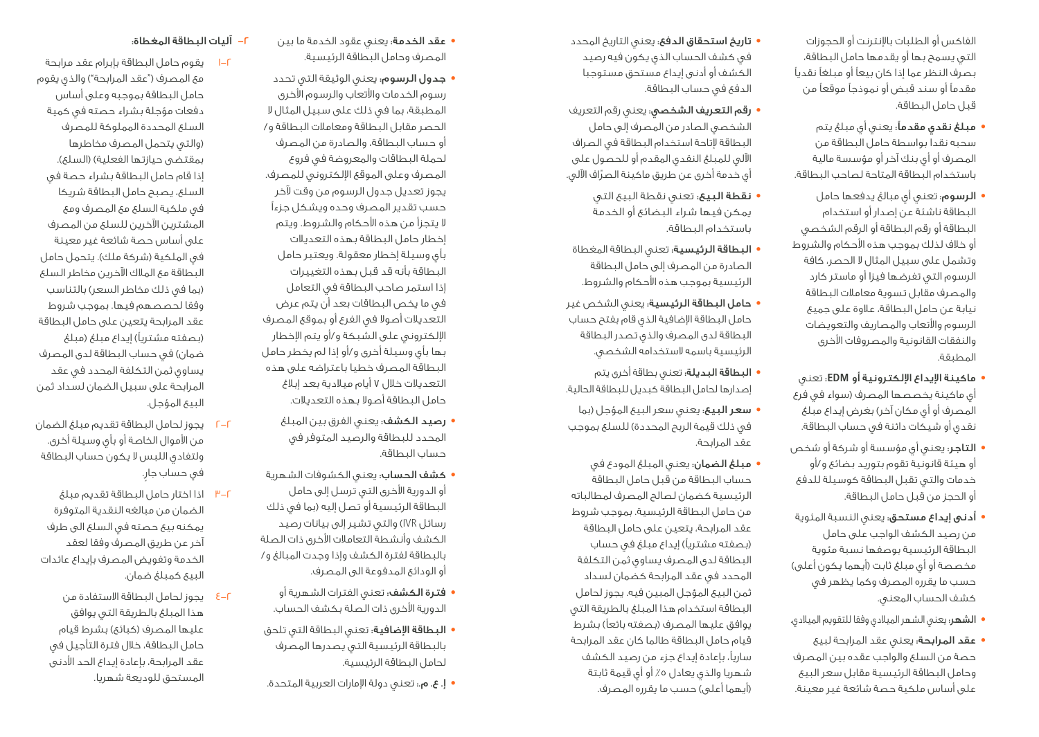الفاكس أو الطلبات بالإنترنت أو الحجوزات التي يسمح بها أو يقدمها حامل البطاقة، بصرف النظر عما إذا كان بيعاً أو مبلغاً نقدياً مقدماً أو سند قبض أو نموذجاً موقعاً من قبل حامل البطاقة.

- **مبلغ نقدي مقدماً**: يعني أي مبلغ يتم سحبه نقدا بواسطة حامل البطاقة من المصرف أو أي بنك آخر أو مؤسسة مالية باستخدام البطاقة المتاحة لصاحب البطاقة.
- **الرسوم**: تعني أي مبالغ يدفعها حامل البطاقة ناشئة عن إصدار أو استخدام البطاقة أو رقم البطاقة أو الرقم الشخصي أو خلاف لذلك بموجب هذه الأحكام والشروط وتشمل على سبيل المثال لا الحصر، كافة الرسوم التي تفرضها فيزا أو ماستر كارد والمصرف مقابل تسوية معاملات البطاقة نيابة عن حامل البطاقة، علاوة على جميع الرسوم والأتعاب والمصاريف والتعويضات والنفقات القانونية والمصروفات الأخرى المطبقة.
- **ماكينة الإيداع الإلكترونية أو EDM**: تعني أي ماكينة يخصصها المصرف (سواء في فرع المصرف أو أي مكان آخر) بغرض إيداع مبلغ نقدي أو شيكات دائنة في حساب البطاقة.
- **التاجر**: يعني أي مؤسسة أو شركة أو شخص أو هيئة قانونية تقوم بتوريد بضائع و/أو خدمات والتي تقبل البطاقة كوسيلة للدفع أو الحجز من قبل حامل البطاقة.
- **أدنى إيداع مستحق**: يعني النسبة المئوية من رصيد الكشف الواجب على حامل البطاقة الرئيسية بوصفها نسبة مئوية مخصصة أو أي مبلغ ثابت (أيهما يكون أعلى) حسب ما يقرره المصرف وكما يظهر في كشف الحساب المعني.
- **الشهر**: يعني الشهر الميلادي وفقا للتقويم الميلادي.
- **عقد المرابحة**: يعني عقد المرابحة لبيع حصة من السلع والواجب عقده بين المصرف وحامل البطاقة الرئيسية مقابل سعر البيع على أساس ملكية حصة شائعة غير معينة.
- **تاريخ استحقاق الدفع**: يعني التاريخ المحدد في كشف الحساب الذي يكون فيه رصيد الكشف أو أدنى إيداع مستحق مستوجبا الدفع في حساب البطاقة.
- **رقم التعريف الشخصي**: يعني رقم التعريف الشخصي الصادر من المصرف إلى حامل البطاقة لإتاحة استخدام البطاقة في الصراف الآلي للمبلغ النقدي المقدم أو للحصول على أي خدمة أخرى عن طريق ماكينة الصرّاف الآلي.
- **نقطة البيع**: تعني نقطة البيع التي يمكن فيها شراء البضائع أو الخدمة باستخدام البطاقة.
- **البطاقة الرئيسية**: تعني البطاقة المغطاة الصادرة من المصرف إلى حامل البطاقة الرئيسية بموجب هذه الأحكام والشروط.
- **حامل البطاقة الرئيسية**: يعني الشخص غير حامل البطاقة الإضافية الذي قام بفتح حساب البطاقة لدى المصرف والذي تصدر البطاقة الرئيسية باسمه لاستخدامه الشخصي.
- **البطاقة البديلة**: تعني بطاقة أخرى يتم إصدارها لحامل البطاقة كبديل للبطاقة الحالية.
- **سعر البيع**: يعني سعر البيع المؤجل (بما في ذلك قيمة الربح المحددة) للسلع بموجب عقد المرابحة.
- **مبلغ الضمان**: يعني المبلغ المودع في حساب البطاقة من قبل حامل البطاقة الرئيسية كضمان لصالح المصرف لمطالباته من حامل البطاقة الرئيسية. بموجب شروط عقد المرابحة، يتعين على حامل البطاقة (بصفته مشترياً) إيداع مبلغ في حساب البطاقة لدى المصرف يساوي ثمن التكلفة المحدد في عقد المرابحة كضمان لسداد ثمن البيع المؤجل المبين فيه. يجوز لحامل البطاقة استخدام هذا المبلغ بالطريقة التي يوافق عليها المصرف (بصفته بائعاً) بشرط قيام حامل البطاقة طالما كان عقد المرابحة سارياً، بإعادة إيداع جزء من رصيد الكشف شهريا والذي يعادل ٥٪ أو أي قيمة ثابتة (أيهما أعلى) حسب ما يقرره المصرف.
- **عقد الخدمة**: يعني عقود الخدمة ما بين المصرف وحامل البطاقة الرئيسية.
- **جدول الرسوم**: يعني الوثيقة التي تحدد رسوم الخدمات والأتعاب والرسوم الأخرى المطبقة، بما في ذلك على سبيل المثال لا الحصر مقابل البطاقة ومعاملات البطاقة و/أو حساب البطاقة، والصادرة من المصرف لحملة البطاقات والمعروضة في فروع المصرف وعلى الموقع الإلكتروني للمصرف. يجوز تعديل جدول الرسوم من وقت لآخر حسب تقدير المصرف وحده ويشكل جزءاً لا يتجزأ من هذه الأحكام والشروط. ويتم إخطار حامل البطاقة بهذه التعديلات بأي وسيلة إخطار معقولة. ويعتبر حامل البطاقة بأنه قد قبل بهذه التغييرات إذا استمر صاحب البطاقة في التعامل في ما يخص البطاقات بعد أن يتم عرض التعديلات أصولا في الفرع أو بموقع المصرف الإلكتروني على الشبكة و/أو يتم الإخطار بها بأي وسيلة أخرى و/أو إذا لم يخطر حامل البطاقة المصرف خطيا باعتراضه على هذه التعديلات خلال ٧ أيام ميلادية بعد إبلاغ حامل البطاقة أصولا بهذه التعديلات.
- **رصيد الكشف**: يعني الفرق بين المبلغ المحدد للبطاقة والرصيد المتوفر في حساب البطاقة.
- **كشف الحساب**: يعني الكشوفات الشهرية أو الدورية الأخرى التي ترسل إلى حامل البطاقة الرئيسية أو تصل إليه (بما في ذلك رسائل IVR) والتي تشير إلى بيانات رصيد الكشف وأنشطة التعاملات الأخرى ذات الصلة بالبطاقة لفترة الكشف وإذا وجدت المبالغ و/أو الودائع المدفوعة الى المصرف.
- **فترة الكشف**: تعني الفترات الشهرية أو الدورية الأخرى ذات الصلة بكشف الحساب.
- **البطاقة الإضافية**: تعني البطاقة التي تلحق بالبطاقة الرئيسية التي يصدرها المصرف لحامل البطاقة الرئيسية.
- **إ. ع. م.**: تعني دولة الإمارات العربية المتحدة.

## ٢- آليات البطاقة المغطاة:

٢-١ يقوم حامل البطاقة بإبرام عقد مرابحة مع المصرف ("عقد المرابحة") والذي يقوم حامل البطاقة بموجبه وعلى أساس دفعات مؤجلة بشراء حصته في كمية السلع المحددة المملوكة للمصرف (والتي يتحمل المصرف مخاطرها بمقتضى حيازتها الفعلية) (السلع). إذا قام حامل البطاقة بشراء حصة في السلع، يصبح حامل البطاقة شريكا في ملكية السلع مع المصرف ومع المشترين الآخرين للسلع من المصرف على أساس حصة شائعة غير معينة في الملكية (شركة ملك). يتحمل حامل البطاقة مع الملاك الآخرين مخاطر السلع (بما في ذلك مخاطر السعر) بالتناسب وفقا لحصصهم فيها. بموجب شروط عقد المرابحة يتعين على حامل البطاقة (بصفته مشترياً) إيداع مبلغ (مبلغ ضمان) في حساب البطاقة لدى المصرف يساوي ثمن التكلفة المحدد في عقد المرابحة على سبيل الضمان لسداد ثمن البيع المؤجل.

٢-٢ يجوز لحامل البطاقة تقديم مبلغ الضمان من الأموال الخاصة أو بأي وسيلة أخرى. ولتفادي اللبس لا يكون حساب البطاقة في حساب جارٍ.

٢-٣ اذا اختار حامل البطاقة تقديم مبلغ الضمان من مبالغه النقدية المتوفرة يمكنه بيع حصته في السلع الى طرف آخر عن طريق المصرف وفقا لعقد الخدمة وتفويض المصرف بإيداع عائدات البيع كمبلغ ضمان.

٢-٤ يجوز لحامل البطاقة الاستفادة من هذا المبلغ بالطريقة التي يوافق عليها المصرف (كبائع) بشرط قيام حامل البطاقة، خلال فترة التأجيل في عقد المرابحة، بإعادة إيداع الحد الأدنى المستحق للوديعة شهريا.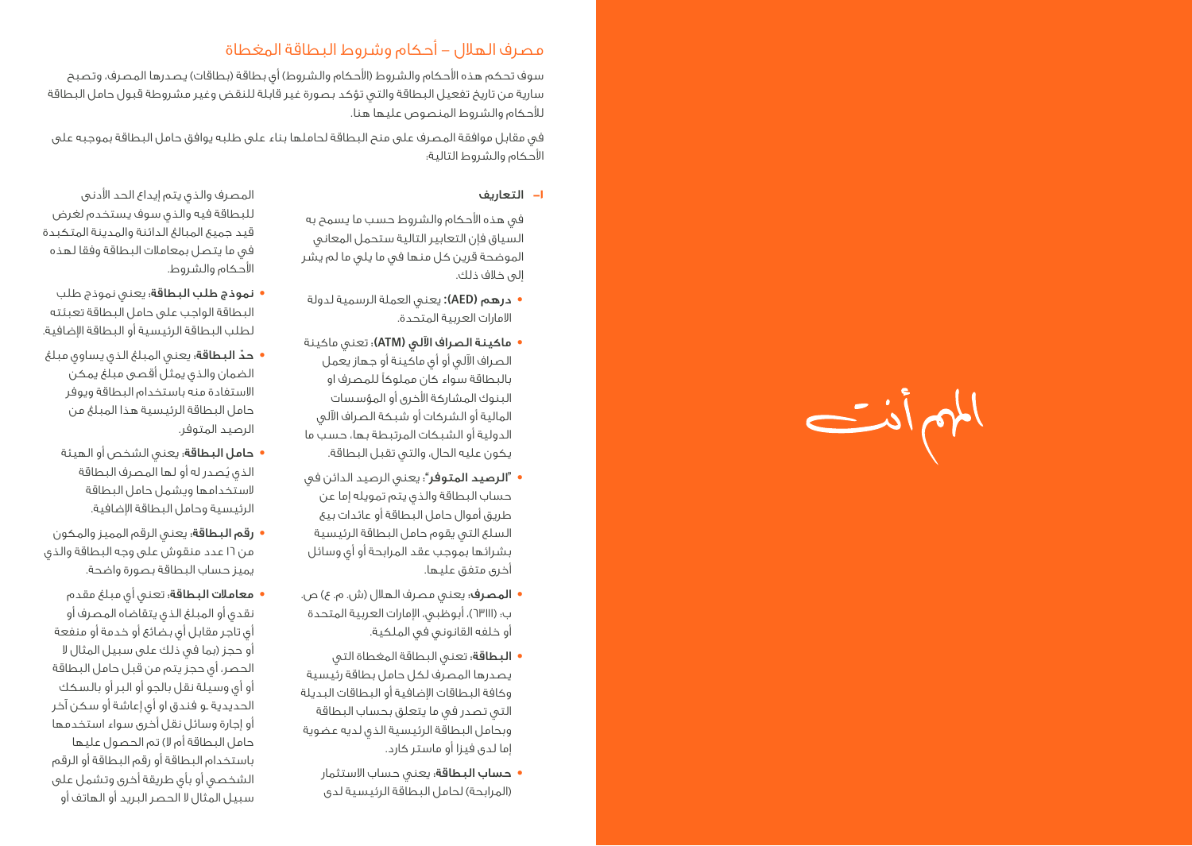## مصرف الهلال – أحكام وشروط البطاقة المغطاة

سوف تحكم هذه الأحكام والشروط (الأحكام والشروط) أي بطاقة (بطاقات) يصدرها المصرف، وتصبح سارية من تاريخ تفعيل البطاقة والتي تؤكد بصورة غير قابلة للنقض وغير مشروطة قبول حامل البطاقة للأحكام والشروط المنصوص عليها هنا.

في مقابل موافقة المصرف على منح البطاقة لحاملها بناء على طلبه يوافق حامل البطاقة بموجبه على الأحكام والشروط التالية:

### ١- التعاريف

في هذه الأحكام والشروط حسب ما يسمح به السياق فإن التعابير التالية ستحمل المعاني الموضحة قرين كل منها في ما يلي ما لم يشر إلى خلاف ذلك.

- **درهم (AED):** يعني العملة الرسمية لدولة الامارات العربية المتحدة.
- **ماكينة الصراف الآلي (ATM):** تعني ماكينة الصراف الآلي أو أي ماكينة أو جهاز يعمل بالبطاقة سواء كان مملوكاً للمصرف او البنوك المشاركة الأخرى أو المؤسسات المالية أو الشركات أو شبكة الصراف الآلي الدولية أو الشبكات المرتبطة بها، حسب ما يكون عليه الحال، والتي تقبل البطاقة.
- **"الرصيد المتوفر":** يعني الرصيد الدائن في حساب البطاقة والذي يتم تمويله إما عن طريق أموال حامل البطاقة أو عائدات بيع السلع التي يقوم حامل البطاقة الرئيسية بشرائها بموجب عقد المرابحة أو أي وسائل أخرى متفق عليها.
- **المصرف:** يعني مصرف الهلال (ش. م. ع) ص. ب: (٦٣١١١)، أبوظبي، الإمارات العربية المتحدة أو خلفه القانوني في الملكية.
- **البطاقة:** تعني البطاقة المغطاة التي يصدرها المصرف لكل حامل بطاقة رئيسية وكافة البطاقات الإضافية أو البطاقات البديلة التي تصدر في ما يتعلق بحساب البطاقة وبحامل البطاقة الرئيسية الذي لديه عضوية إما لدى فيزا أو ماستر كارد.
- **حساب البطاقة:** يعني حساب الاستثمار (المرابحة) لحامل البطاقة الرئيسية لدى المصرف والذي يتم إيداع الحد الأدنى للبطاقة فيه والذي سوف يستخدم لغرض قيد جميع المبالغ الدائنة والمدينة المتكبدة في ما يتصل بمعاملات البطاقة وفقا لهذه الأحكام والشروط.
- **نموذج طلب البطاقة:** يعني نموذج طلب البطاقة الواجب على حامل البطاقة تعبئته لطلب البطاقة الرئيسية أو البطاقة الإضافية.
- **حدّ البطاقة:** يعني المبلغ الذي يساوي مبلغ الضمان والذي يمثل أقصى مبلغ يمكن الاستفادة منه باستخدام البطاقة ويوفر حامل البطاقة الرئيسية هذا المبلغ من الرصيد المتوفر.
- **حامل البطاقة:** يعني الشخص أو الهيئة الذي يُصدر له أو لها المصرف البطاقة لاستخدامها ويشمل حامل البطاقة الرئيسية وحامل البطاقة الإضافية.
- **رقم البطاقة:** يعني الرقم المميز والمكون من ١٦ عدد منقوش على وجه البطاقة والذي يميز حساب البطاقة بصورة واضحة.
- **معاملات البطاقة:** تعني أي مبلغ مقدم نقدي أو المبلغ الذي يتقاضاه المصرف أو أي تاجر مقابل أي بضائع أو خدمة أو منفعة أو حجز (بما في ذلك على سبيل المثال لا الحصر، أي حجز يتم من قبل حامل البطاقة أو أي وسيلة نقل بالجو أو البر أو بالسكك الحديدية ـو فندق او أي إعاشة أو سكن آخر أو إجارة وسائل نقل أخرى سواء استخدمها حامل البطاقة أم لا) تم الحصول عليها باستخدام البطاقة أو رقم البطاقة أو الرقم الشخصي أو بأي طريقة أخرى وتشمل على سبيل المثال لا الحصر البريد أو الهاتف أو